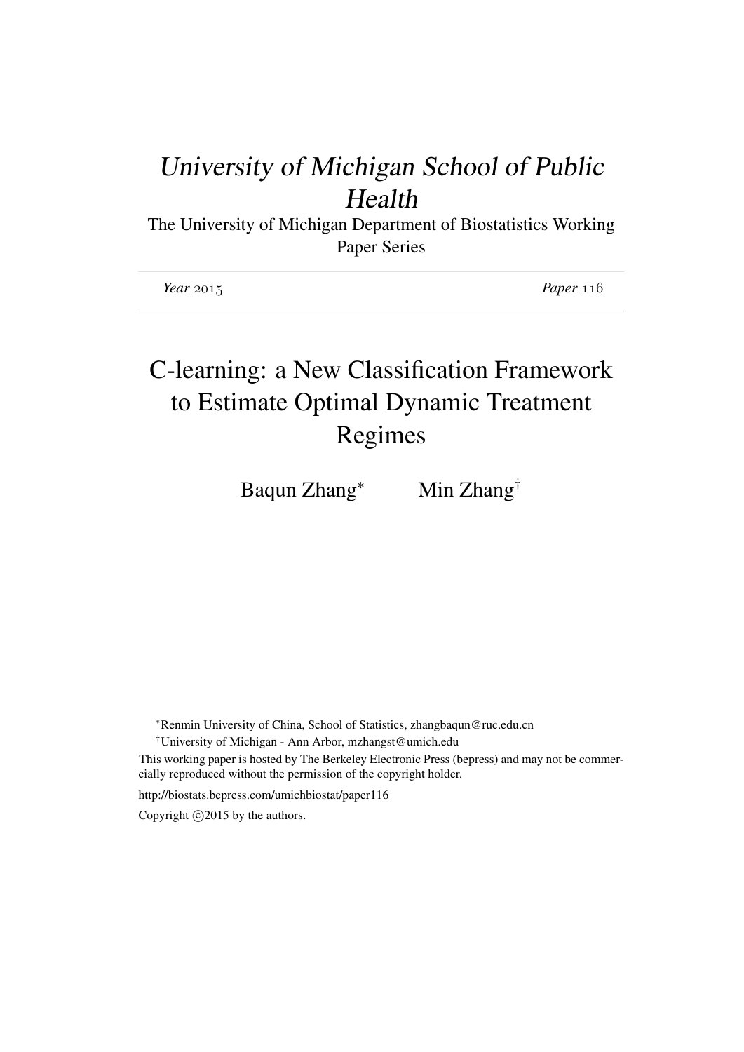*University of Michigan School of Public Health*

The University of Michigan Department of Biostatistics Working Paper Series

---

*Year* 2015 *Paper* 116

---

# C-learning: a New Classification Framework to Estimate Optimal Dynamic Treatment Regimes

Baqun Zhang[*] Min Zhang[†]

[*]Renmin University of China, School of Statistics, zhangbaqun@ruc.edu.cn

[†]University of Michigan - Ann Arbor, mzhangst@umich.edu

This working paper is hosted by The Berkeley Electronic Press (bepress) and may not be commercially reproduced without the permission of the copyright holder.

http://biostats.bepress.com/umichbiostat/paper116

Copyright ©2015 by the authors.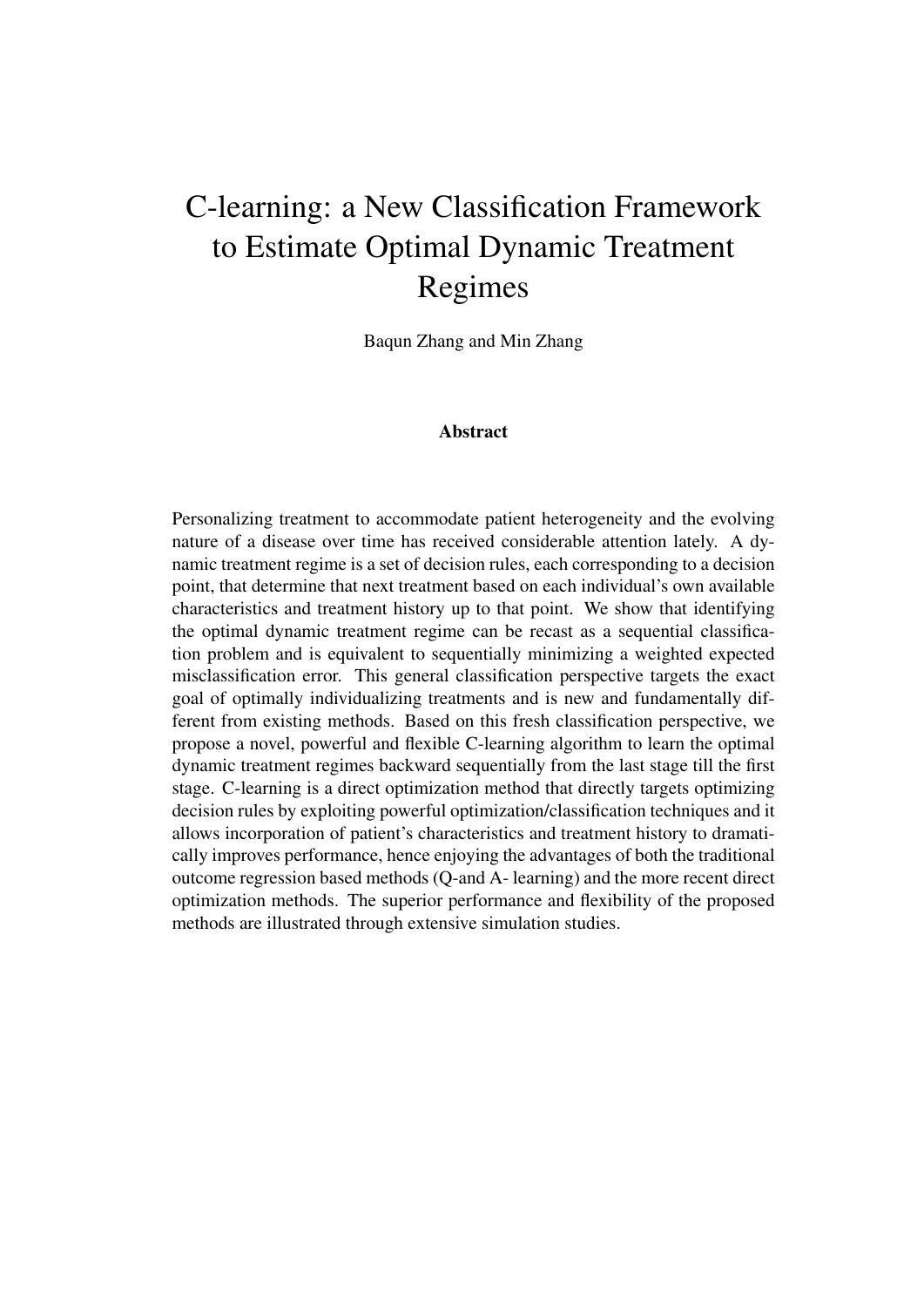# C-learning: a New Classification Framework to Estimate Optimal Dynamic Treatment Regimes

Baqun Zhang and Min Zhang

### Abstract

Personalizing treatment to accommodate patient heterogeneity and the evolving nature of a disease over time has received considerable attention lately. A dynamic treatment regime is a set of decision rules, each corresponding to a decision point, that determine that next treatment based on each individual's own available characteristics and treatment history up to that point. We show that identifying the optimal dynamic treatment regime can be recast as a sequential classification problem and is equivalent to sequentially minimizing a weighted expected misclassification error. This general classification perspective targets the exact goal of optimally individualizing treatments and is new and fundamentally different from existing methods. Based on this fresh classification perspective, we propose a novel, powerful and flexible C-learning algorithm to learn the optimal dynamic treatment regimes backward sequentially from the last stage till the first stage. C-learning is a direct optimization method that directly targets optimizing decision rules by exploiting powerful optimization/classification techniques and it allows incorporation of patient's characteristics and treatment history to dramatically improves performance, hence enjoying the advantages of both the traditional outcome regression based methods (Q-and A- learning) and the more recent direct optimization methods. The superior performance and flexibility of the proposed methods are illustrated through extensive simulation studies.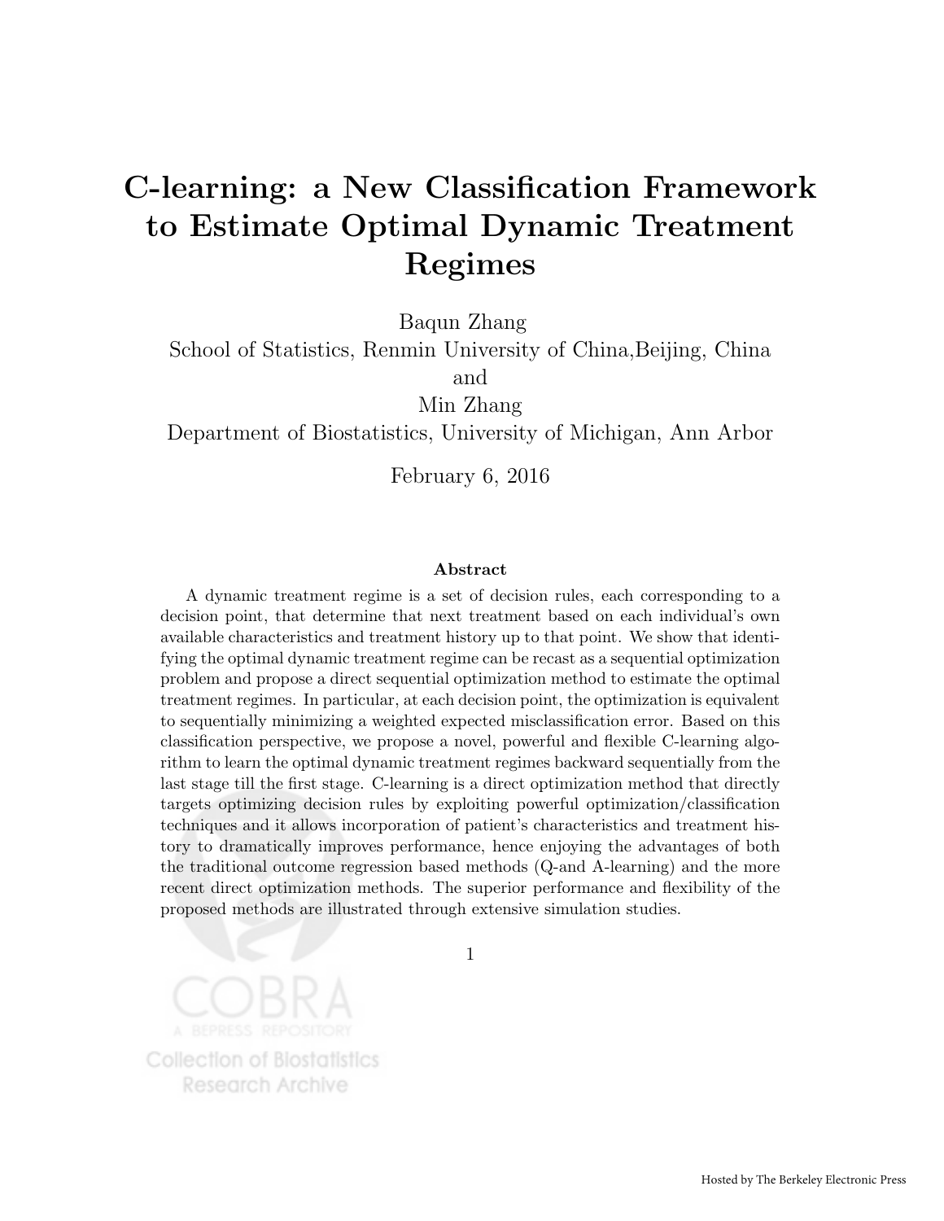# C-learning: a New Classification Framework to Estimate Optimal Dynamic Treatment Regimes

Baqun Zhang
School of Statistics, Renmin University of China,Beijing, China
and
Min Zhang
Department of Biostatistics, University of Michigan, Ann Arbor

February 6, 2016

### Abstract

A dynamic treatment regime is a set of decision rules, each corresponding to a decision point, that determine that next treatment based on each individual's own available characteristics and treatment history up to that point. We show that identifying the optimal dynamic treatment regime can be recast as a sequential optimization problem and propose a direct sequential optimization method to estimate the optimal treatment regimes. In particular, at each decision point, the optimization is equivalent to sequentially minimizing a weighted expected misclassification error. Based on this classification perspective, we propose a novel, powerful and flexible C-learning algorithm to learn the optimal dynamic treatment regimes backward sequentially from the last stage till the first stage. C-learning is a direct optimization method that directly targets optimizing decision rules by exploiting powerful optimization/classification techniques and it allows incorporation of patient's characteristics and treatment history to dramatically improves performance, hence enjoying the advantages of both the traditional outcome regression based methods (Q-and A-learning) and the more recent direct optimization methods. The superior performance and flexibility of the proposed methods are illustrated through extensive simulation studies.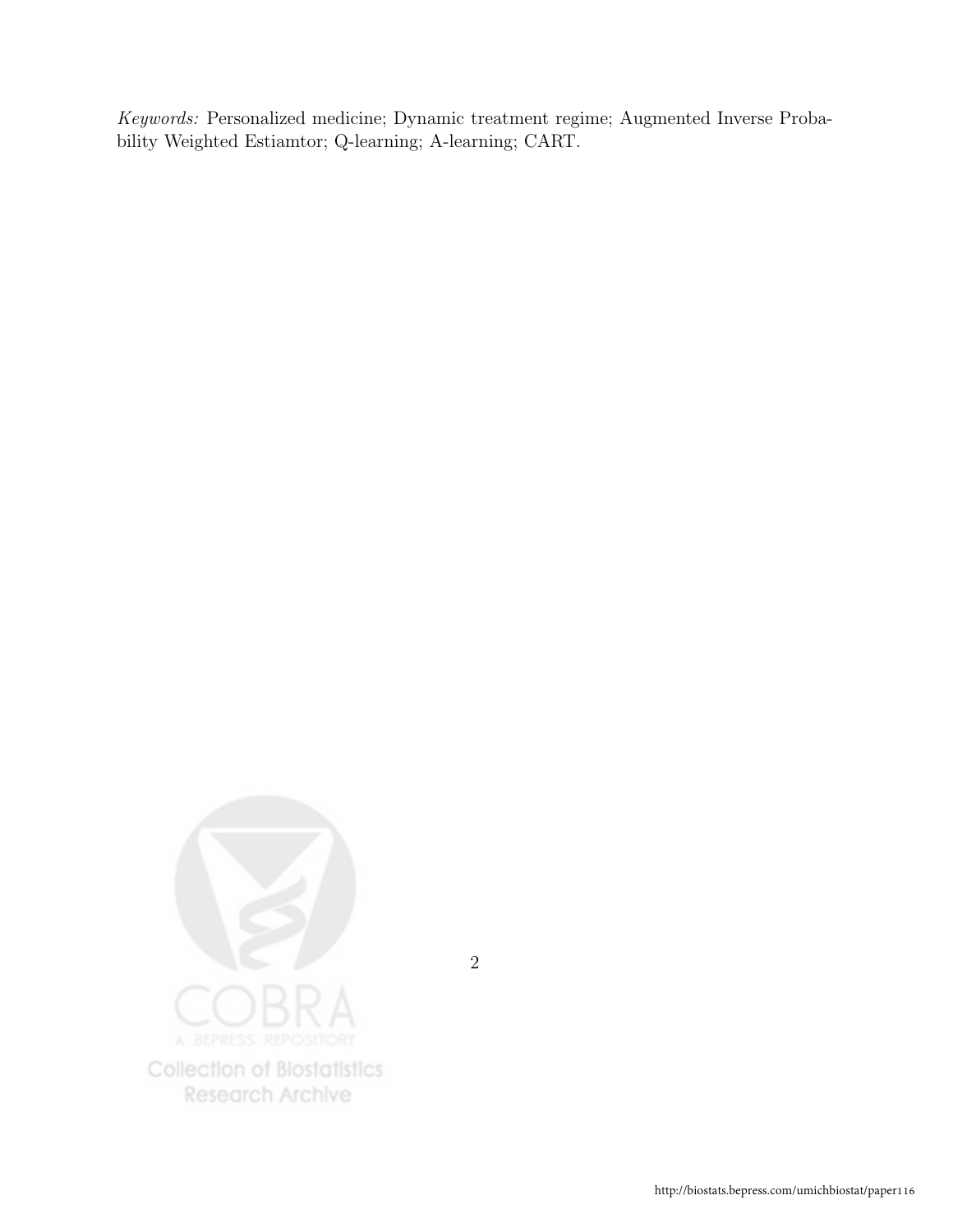*Keywords:* Personalized medicine; Dynamic treatment regime; Augmented Inverse Probability Weighted Estiamtor; Q-learning; A-learning; CART.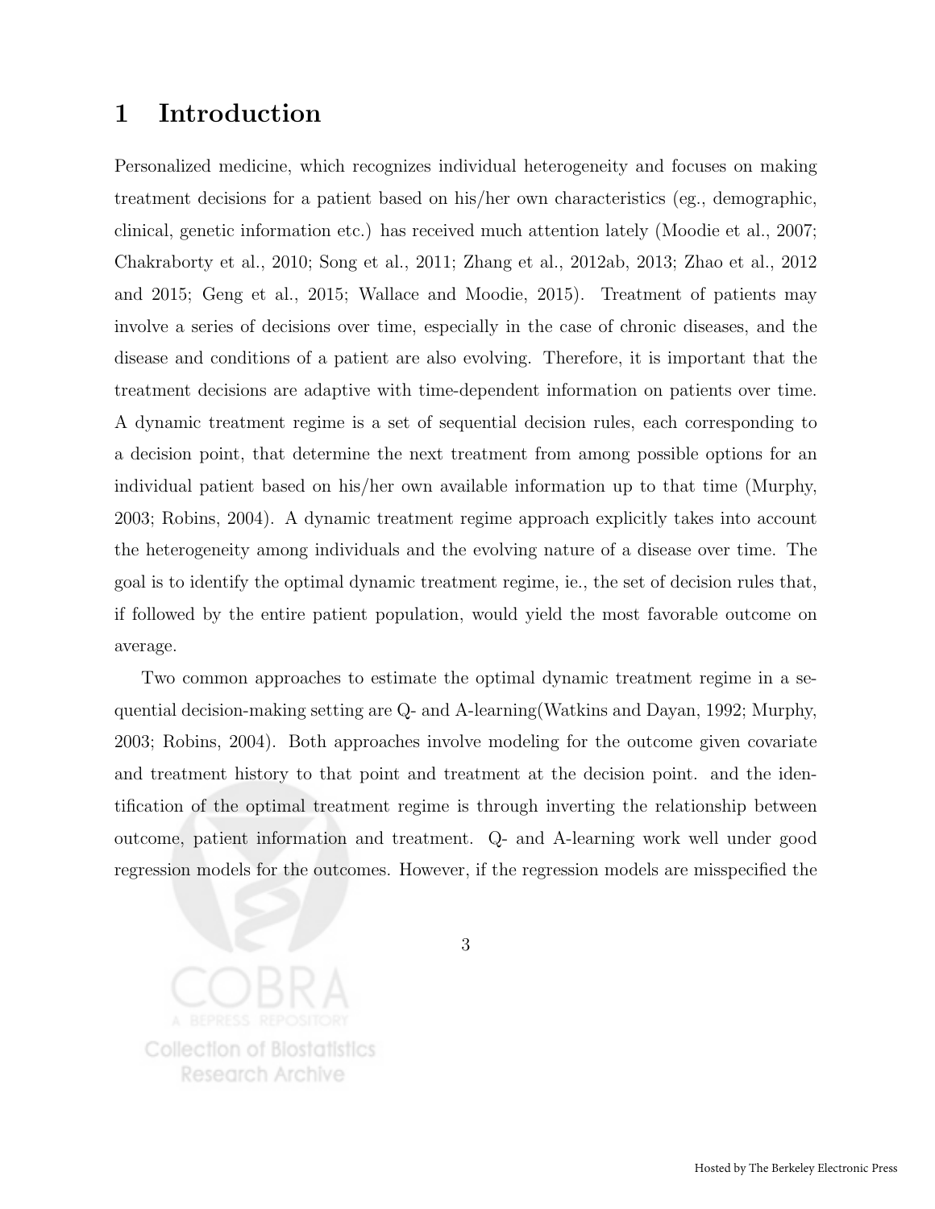# 1 Introduction

Personalized medicine, which recognizes individual heterogeneity and focuses on making treatment decisions for a patient based on his/her own characteristics (eg., demographic, clinical, genetic information etc.) has received much attention lately (Moodie et al., 2007; Chakraborty et al., 2010; Song et al., 2011; Zhang et al., 2012ab, 2013; Zhao et al., 2012 and 2015; Geng et al., 2015; Wallace and Moodie, 2015). Treatment of patients may involve a series of decisions over time, especially in the case of chronic diseases, and the disease and conditions of a patient are also evolving. Therefore, it is important that the treatment decisions are adaptive with time-dependent information on patients over time. A dynamic treatment regime is a set of sequential decision rules, each corresponding to a decision point, that determine the next treatment from among possible options for an individual patient based on his/her own available information up to that time (Murphy, 2003; Robins, 2004). A dynamic treatment regime approach explicitly takes into account the heterogeneity among individuals and the evolving nature of a disease over time. The goal is to identify the optimal dynamic treatment regime, ie., the set of decision rules that, if followed by the entire patient population, would yield the most favorable outcome on average.

Two common approaches to estimate the optimal dynamic treatment regime in a sequential decision-making setting are Q- and A-learning(Watkins and Dayan, 1992; Murphy, 2003; Robins, 2004). Both approaches involve modeling for the outcome given covariate and treatment history to that point and treatment at the decision point. and the identification of the optimal treatment regime is through inverting the relationship between outcome, patient information and treatment. Q- and A-learning work well under good regression models for the outcomes. However, if the regression models are misspecified the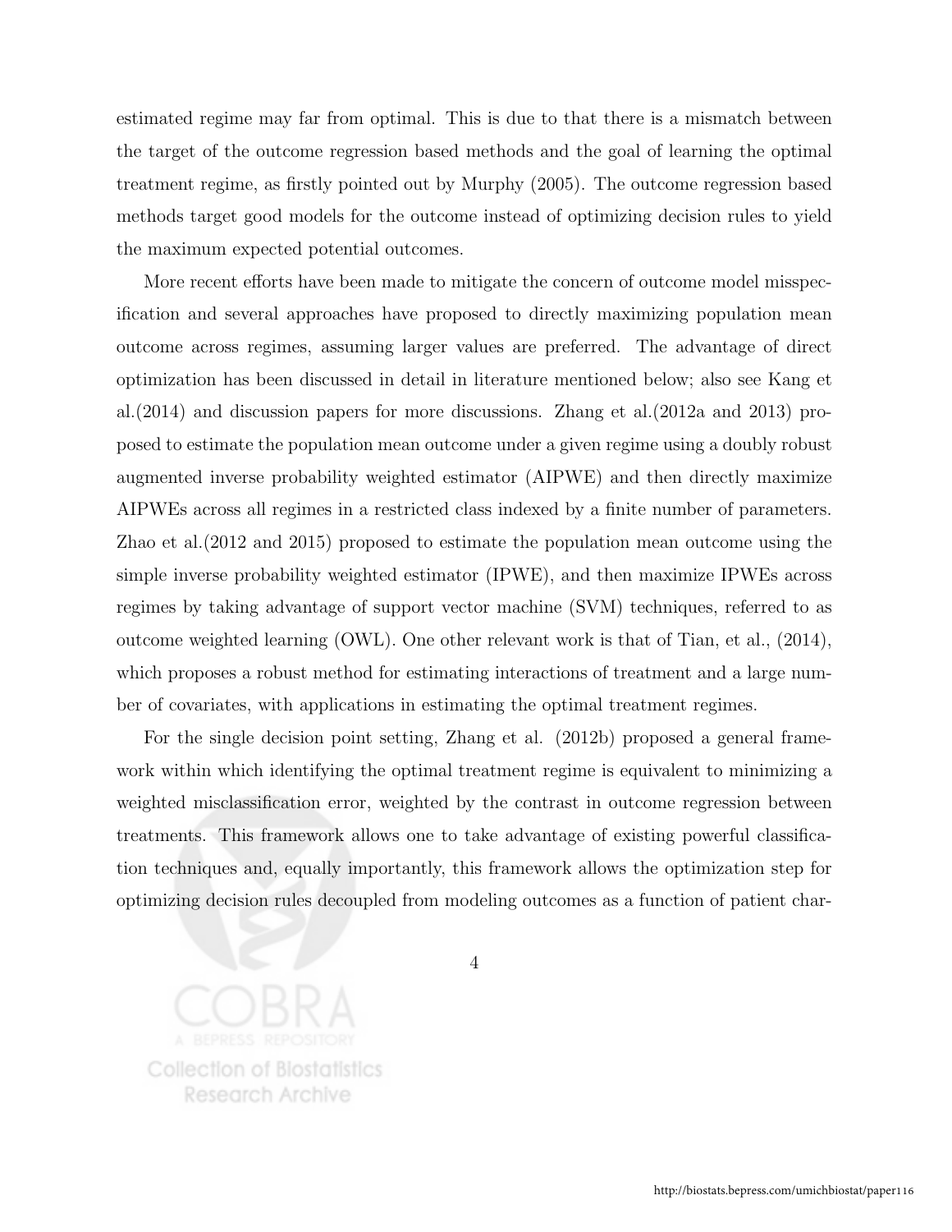estimated regime may far from optimal. This is due to that there is a mismatch between the target of the outcome regression based methods and the goal of learning the optimal treatment regime, as firstly pointed out by Murphy (2005). The outcome regression based methods target good models for the outcome instead of optimizing decision rules to yield the maximum expected potential outcomes.

More recent efforts have been made to mitigate the concern of outcome model misspecification and several approaches have proposed to directly maximizing population mean outcome across regimes, assuming larger values are preferred. The advantage of direct optimization has been discussed in detail in literature mentioned below; also see Kang et al.(2014) and discussion papers for more discussions. Zhang et al.(2012a and 2013) proposed to estimate the population mean outcome under a given regime using a doubly robust augmented inverse probability weighted estimator (AIPWE) and then directly maximize AIPWEs across all regimes in a restricted class indexed by a finite number of parameters. Zhao et al.(2012 and 2015) proposed to estimate the population mean outcome using the simple inverse probability weighted estimator (IPWE), and then maximize IPWEs across regimes by taking advantage of support vector machine (SVM) techniques, referred to as outcome weighted learning (OWL). One other relevant work is that of Tian, et al., (2014), which proposes a robust method for estimating interactions of treatment and a large number of covariates, with applications in estimating the optimal treatment regimes.

For the single decision point setting, Zhang et al. (2012b) proposed a general framework within which identifying the optimal treatment regime is equivalent to minimizing a weighted misclassification error, weighted by the contrast in outcome regression between treatments. This framework allows one to take advantage of existing powerful classification techniques and, equally importantly, this framework allows the optimization step for optimizing decision rules decoupled from modeling outcomes as a function of patient char-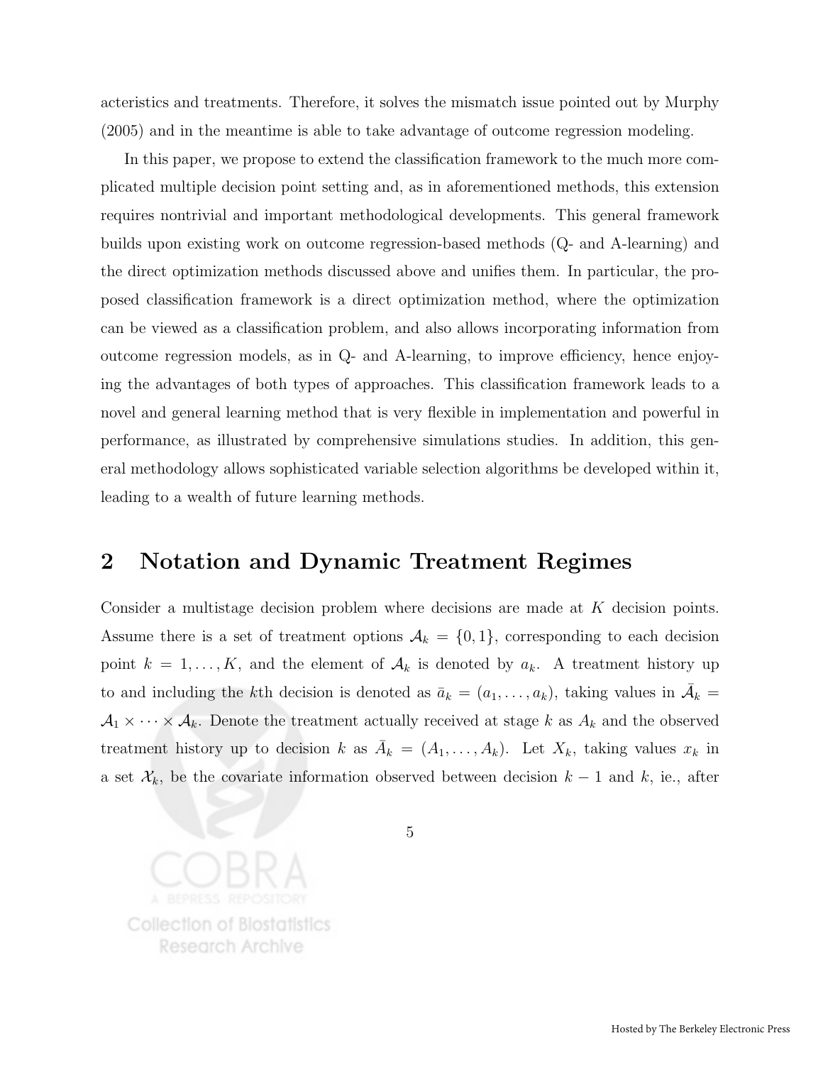acteristics and treatments. Therefore, it solves the mismatch issue pointed out by Murphy (2005) and in the meantime is able to take advantage of outcome regression modeling.

In this paper, we propose to extend the classification framework to the much more complicated multiple decision point setting and, as in aforementioned methods, this extension requires nontrivial and important methodological developments. This general framework builds upon existing work on outcome regression-based methods (Q- and A-learning) and the direct optimization methods discussed above and unifies them. In particular, the proposed classification framework is a direct optimization method, where the optimization can be viewed as a classification problem, and also allows incorporating information from outcome regression models, as in Q- and A-learning, to improve efficiency, hence enjoying the advantages of both types of approaches. This classification framework leads to a novel and general learning method that is very flexible in implementation and powerful in performance, as illustrated by comprehensive simulations studies. In addition, this general methodology allows sophisticated variable selection algorithms be developed within it, leading to a wealth of future learning methods.

## 2 Notation and Dynamic Treatment Regimes

Consider a multistage decision problem where decisions are made at $K$ decision points. Assume there is a set of treatment options $\mathcal{A}_k = \{0, 1\}$, corresponding to each decision point $k = 1, \ldots, K$, and the element of $\mathcal{A}_k$ is denoted by $a_k$. A treatment history up to and including the $k$th decision is denoted as $\bar{a}_k = (a_1, \ldots, a_k)$, taking values in $\bar{\mathcal{A}}_k = \mathcal{A}_1 \times \cdots \times \mathcal{A}_k$. Denote the treatment actually received at stage $k$ as $A_k$ and the observed treatment history up to decision $k$ as $\bar{A}_k = (A_1, \ldots, A_k)$. Let $X_k$, taking values $x_k$ in a set $\mathcal{X}_k$, be the covariate information observed between decision $k - 1$ and $k$, ie., after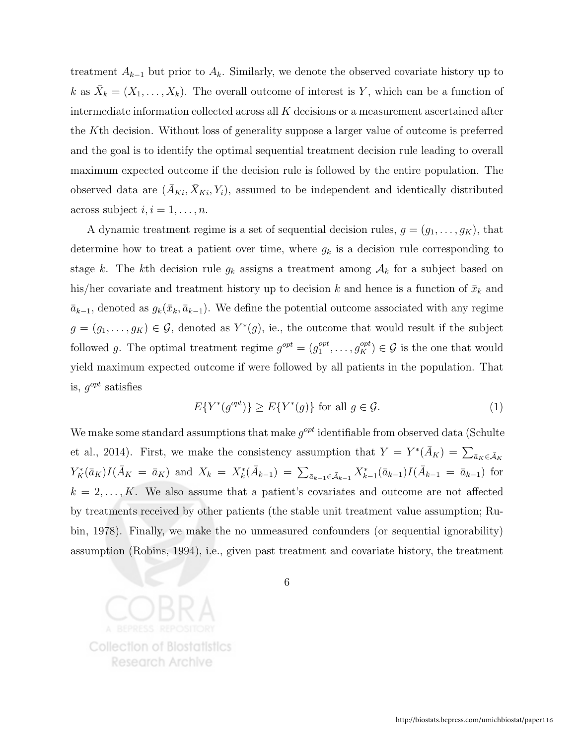treatment $A_{k-1}$ but prior to $A_k$. Similarly, we denote the observed covariate history up to $k$ as $\bar{X}_k = (X_1, \ldots, X_k)$. The overall outcome of interest is $Y$, which can be a function of intermediate information collected across all $K$ decisions or a measurement ascertained after the $K$th decision. Without loss of generality suppose a larger value of outcome is preferred and the goal is to identify the optimal sequential treatment decision rule leading to overall maximum expected outcome if the decision rule is followed by the entire population. The observed data are $(\bar{A}_{Ki}, \bar{X}_{Ki}, Y_i)$, assumed to be independent and identically distributed across subject $i, i = 1, \ldots, n$.

A dynamic treatment regime is a set of sequential decision rules, $g = (g_1, \ldots, g_K)$, that determine how to treat a patient over time, where $g_k$ is a decision rule corresponding to stage $k$. The $k$th decision rule $g_k$ assigns a treatment among $\mathcal{A}_k$ for a subject based on his/her covariate and treatment history up to decision $k$ and hence is a function of $\bar{x}_k$ and $\bar{a}_{k-1}$, denoted as $g_k(\bar{x}_k, \bar{a}_{k-1})$. We define the potential outcome associated with any regime $g = (g_1, \ldots, g_K) \in \mathcal{G}$, denoted as $Y^*(g)$, ie., the outcome that would result if the subject followed $g$. The optimal treatment regime $g^{opt} = (g_1^{opt}, \ldots, g_K^{opt}) \in \mathcal{G}$ is the one that would yield maximum expected outcome if were followed by all patients in the population. That is, $g^{opt}$ satisfies

$$E\{Y^*(g^{opt})\} \geq E\{Y^*(g)\} \text{ for all } g \in \mathcal{G}. \tag{1}$$

We make some standard assumptions that make $g^{opt}$ identifiable from observed data (Schulte et al., 2014). First, we make the consistency assumption that $Y = Y^*(\bar{A}_K) = \sum_{\bar{a}_K \in \bar{\mathcal{A}}_K} Y_K^*(\bar{a}_K) I(\bar{A}_K = \bar{a}_K)$ and $X_k = X_k^*(\bar{A}_{k-1}) = \sum_{\bar{a}_{k-1} \in \bar{\mathcal{A}}_{k-1}} X_{k-1}^*(\bar{a}_{k-1}) I(\bar{A}_{k-1} = \bar{a}_{k-1})$ for $k = 2, \ldots, K$. We also assume that a patient's covariates and outcome are not affected by treatments received by other patients (the stable unit treatment value assumption; Rubin, 1978). Finally, we make the no unmeasured confounders (or sequential ignorability) assumption (Robins, 1994), i.e., given past treatment and covariate history, the treatment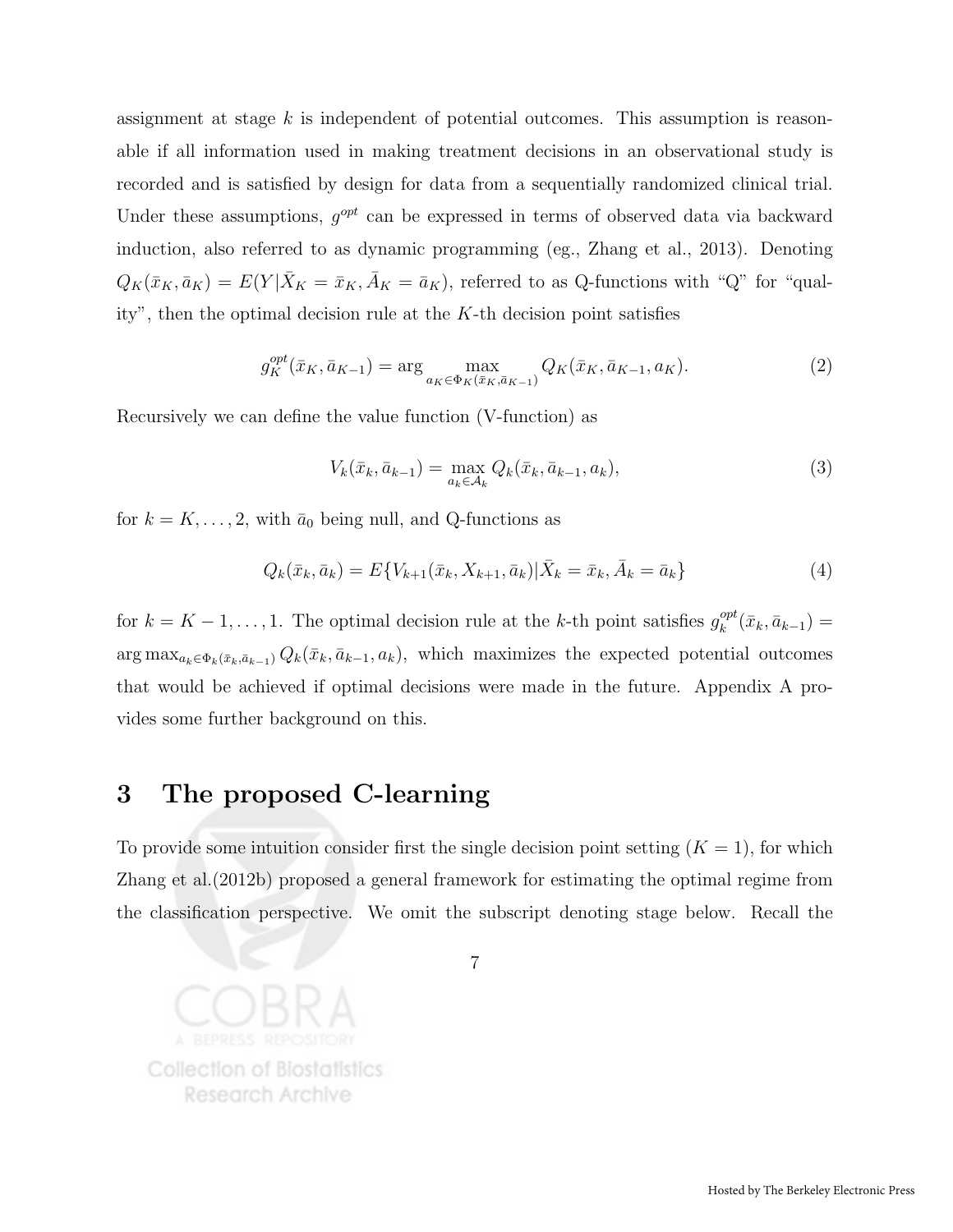assignment at stage $k$ is independent of potential outcomes. This assumption is reasonable if all information used in making treatment decisions in an observational study is recorded and is satisfied by design for data from a sequentially randomized clinical trial. Under these assumptions, $g^{opt}$ can be expressed in terms of observed data via backward induction, also referred to as dynamic programming (eg., Zhang et al., 2013). Denoting $Q_K(\bar{x}_K, \bar{a}_K) = E(Y|\bar{X}_K = \bar{x}_K, \bar{A}_K = \bar{a}_K)$, referred to as Q-functions with "Q" for "quality", then the optimal decision rule at the $K$-th decision point satisfies

$$g_K^{opt}(\bar{x}_K, \bar{a}_{K-1}) = \arg \max_{a_K \in \Phi_K(\bar{x}_K, \bar{a}_{K-1})} Q_K(\bar{x}_K, \bar{a}_{K-1}, a_K). \tag{2}$$

Recursively we can define the value function (V-function) as

$$V_k(\bar{x}_k, \bar{a}_{k-1}) = \max_{a_k \in \mathcal{A}_k} Q_k(\bar{x}_k, \bar{a}_{k-1}, a_k), \tag{3}$$

for $k = K, \ldots, 2$, with $\bar{a}_0$ being null, and Q-functions as

$$Q_k(\bar{x}_k, \bar{a}_k) = E\{V_{k+1}(\bar{x}_k, X_{k+1}, \bar{a}_k)|\bar{X}_k = \bar{x}_k, \bar{A}_k = \bar{a}_k\} \tag{4}$$

for $k = K-1, \ldots, 1$. The optimal decision rule at the $k$-th point satisfies $g_k^{opt}(\bar{x}_k, \bar{a}_{k-1}) = \arg\max_{a_k \in \Phi_k(\bar{x}_k, \bar{a}_{k-1})} Q_k(\bar{x}_k, \bar{a}_{k-1}, a_k)$, which maximizes the expected potential outcomes that would be achieved if optimal decisions were made in the future. Appendix A provides some further background on this.

# 3 The proposed C-learning

To provide some intuition consider first the single decision point setting ($K = 1$), for which Zhang et al.(2012b) proposed a general framework for estimating the optimal regime from the classification perspective. We omit the subscript denoting stage below. Recall the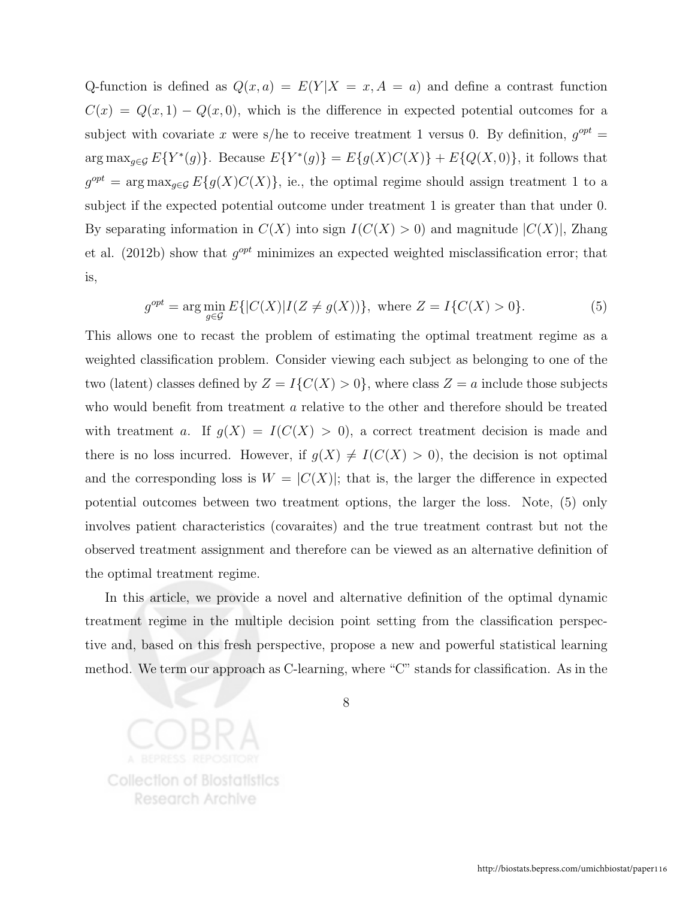Q-function is defined as $Q(x, a) = E(Y|X = x, A = a)$ and define a contrast function $C(x) = Q(x, 1) - Q(x, 0)$, which is the difference in expected potential outcomes for a subject with covariate $x$ were s/he to receive treatment 1 versus 0. By definition, $g^{opt} = \arg\max_{g \in \mathcal{G}} E\{Y^*(g)\}$. Because $E\{Y^*(g)\} = E\{g(X)C(X)\} + E\{Q(X, 0)\}$, it follows that $g^{opt} = \arg\max_{g \in \mathcal{G}} E\{g(X)C(X)\}$, ie., the optimal regime should assign treatment 1 to a subject if the expected potential outcome under treatment 1 is greater than that under 0. By separating information in $C(X)$ into sign $I(C(X) > 0)$ and magnitude $|C(X)|$, Zhang et al. (2012b) show that $g^{opt}$ minimizes an expected weighted misclassification error; that is,

$$g^{opt} = \arg\min_{g \in \mathcal{G}} E\{|C(X)|I(Z \neq g(X))\}, \text{ where } Z = I\{C(X) > 0\}. \tag{5}$$

This allows one to recast the problem of estimating the optimal treatment regime as a weighted classification problem. Consider viewing each subject as belonging to one of the two (latent) classes defined by $Z = I\{C(X) > 0\}$, where class $Z = a$ include those subjects who would benefit from treatment $a$ relative to the other and therefore should be treated with treatment $a$. If $g(X) = I(C(X) > 0)$, a correct treatment decision is made and there is no loss incurred. However, if $g(X) \neq I(C(X) > 0)$, the decision is not optimal and the corresponding loss is $W = |C(X)|$; that is, the larger the difference in expected potential outcomes between two treatment options, the larger the loss. Note, (5) only involves patient characteristics (covaraites) and the true treatment contrast but not the observed treatment assignment and therefore can be viewed as an alternative definition of the optimal treatment regime.

In this article, we provide a novel and alternative definition of the optimal dynamic treatment regime in the multiple decision point setting from the classification perspective and, based on this fresh perspective, propose a new and powerful statistical learning method. We term our approach as C-learning, where "C" stands for classification. As in the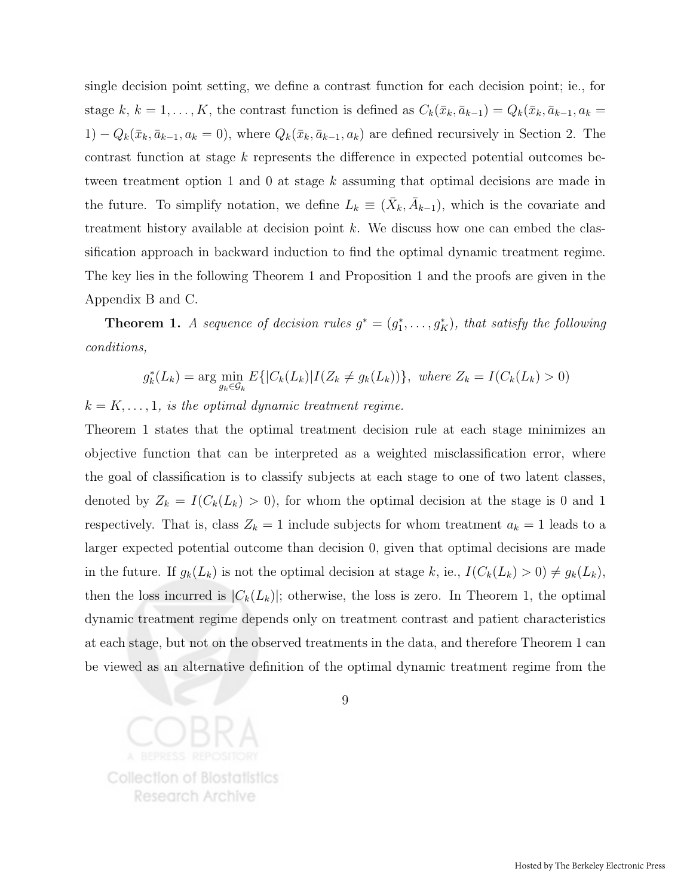single decision point setting, we define a contrast function for each decision point; ie., for stage $k$, $k = 1, \ldots, K$, the contrast function is defined as $C_k(\bar{x}_k, \bar{a}_{k-1}) = Q_k(\bar{x}_k, \bar{a}_{k-1}, a_k = 1) - Q_k(\bar{x}_k, \bar{a}_{k-1}, a_k = 0)$, where $Q_k(\bar{x}_k, \bar{a}_{k-1}, a_k)$ are defined recursively in Section 2. The contrast function at stage $k$ represents the difference in expected potential outcomes between treatment option 1 and 0 at stage $k$ assuming that optimal decisions are made in the future. To simplify notation, we define $L_k \equiv (\bar{X}_k, \bar{A}_{k-1})$, which is the covariate and treatment history available at decision point $k$. We discuss how one can embed the classification approach in backward induction to find the optimal dynamic treatment regime. The key lies in the following Theorem 1 and Proposition 1 and the proofs are given in the Appendix B and C.

**Theorem 1.** *A sequence of decision rules $g^* = (g_1^*, \ldots, g_K^*)$, that satisfy the following conditions,*

$$g_k^*(L_k) = \arg\min_{g_k \in \mathcal{G}_k} E\{|C_k(L_k)| I(Z_k \neq g_k(L_k))\}, \text{ where } Z_k = I(C_k(L_k) > 0)$$

*$k = K, \ldots, 1$, is the optimal dynamic treatment regime.*

Theorem 1 states that the optimal treatment decision rule at each stage minimizes an objective function that can be interpreted as a weighted misclassification error, where the goal of classification is to classify subjects at each stage to one of two latent classes, denoted by $Z_k = I(C_k(L_k) > 0)$, for whom the optimal decision at the stage is 0 and 1 respectively. That is, class $Z_k = 1$ include subjects for whom treatment $a_k = 1$ leads to a larger expected potential outcome than decision 0, given that optimal decisions are made in the future. If $g_k(L_k)$ is not the optimal decision at stage $k$, ie., $I(C_k(L_k) > 0) \neq g_k(L_k)$, then the loss incurred is $|C_k(L_k)|$; otherwise, the loss is zero. In Theorem 1, the optimal dynamic treatment regime depends only on treatment contrast and patient characteristics at each stage, but not on the observed treatments in the data, and therefore Theorem 1 can be viewed as an alternative definition of the optimal dynamic treatment regime from the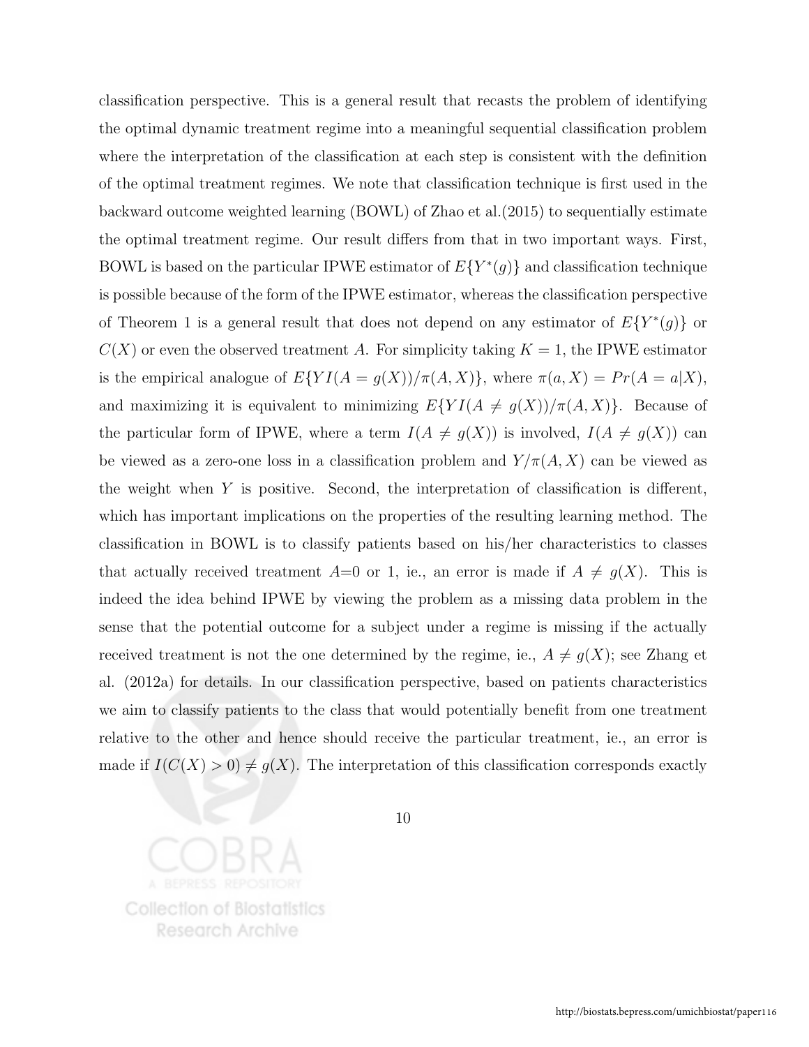classification perspective. This is a general result that recasts the problem of identifying the optimal dynamic treatment regime into a meaningful sequential classification problem where the interpretation of the classification at each step is consistent with the definition of the optimal treatment regimes. We note that classification technique is first used in the backward outcome weighted learning (BOWL) of Zhao et al.(2015) to sequentially estimate the optimal treatment regime. Our result differs from that in two important ways. First, BOWL is based on the particular IPWE estimator of $E\{Y^*(g)\}$ and classification technique is possible because of the form of the IPWE estimator, whereas the classification perspective of Theorem 1 is a general result that does not depend on any estimator of $E\{Y^*(g)\}$ or $C(X)$ or even the observed treatment $A$. For simplicity taking $K = 1$, the IPWE estimator is the empirical analogue of $E\{YI(A = g(X))/\pi(A, X)\}$, where $\pi(a, X) = Pr(A = a|X)$, and maximizing it is equivalent to minimizing $E\{YI(A \neq g(X))/\pi(A, X)\}$. Because of the particular form of IPWE, where a term $I(A \neq g(X))$ is involved, $I(A \neq g(X))$ can be viewed as a zero-one loss in a classification problem and $Y/\pi(A, X)$ can be viewed as the weight when $Y$ is positive. Second, the interpretation of classification is different, which has important implications on the properties of the resulting learning method. The classification in BOWL is to classify patients based on his/her characteristics to classes that actually received treatment $A$=0 or 1, ie., an error is made if $A \neq g(X)$. This is indeed the idea behind IPWE by viewing the problem as a missing data problem in the sense that the potential outcome for a subject under a regime is missing if the actually received treatment is not the one determined by the regime, ie., $A \neq g(X)$; see Zhang et al. (2012a) for details. In our classification perspective, based on patients characteristics we aim to classify patients to the class that would potentially benefit from one treatment relative to the other and hence should receive the particular treatment, ie., an error is made if $I(C(X) > 0) \neq g(X)$. The interpretation of this classification corresponds exactly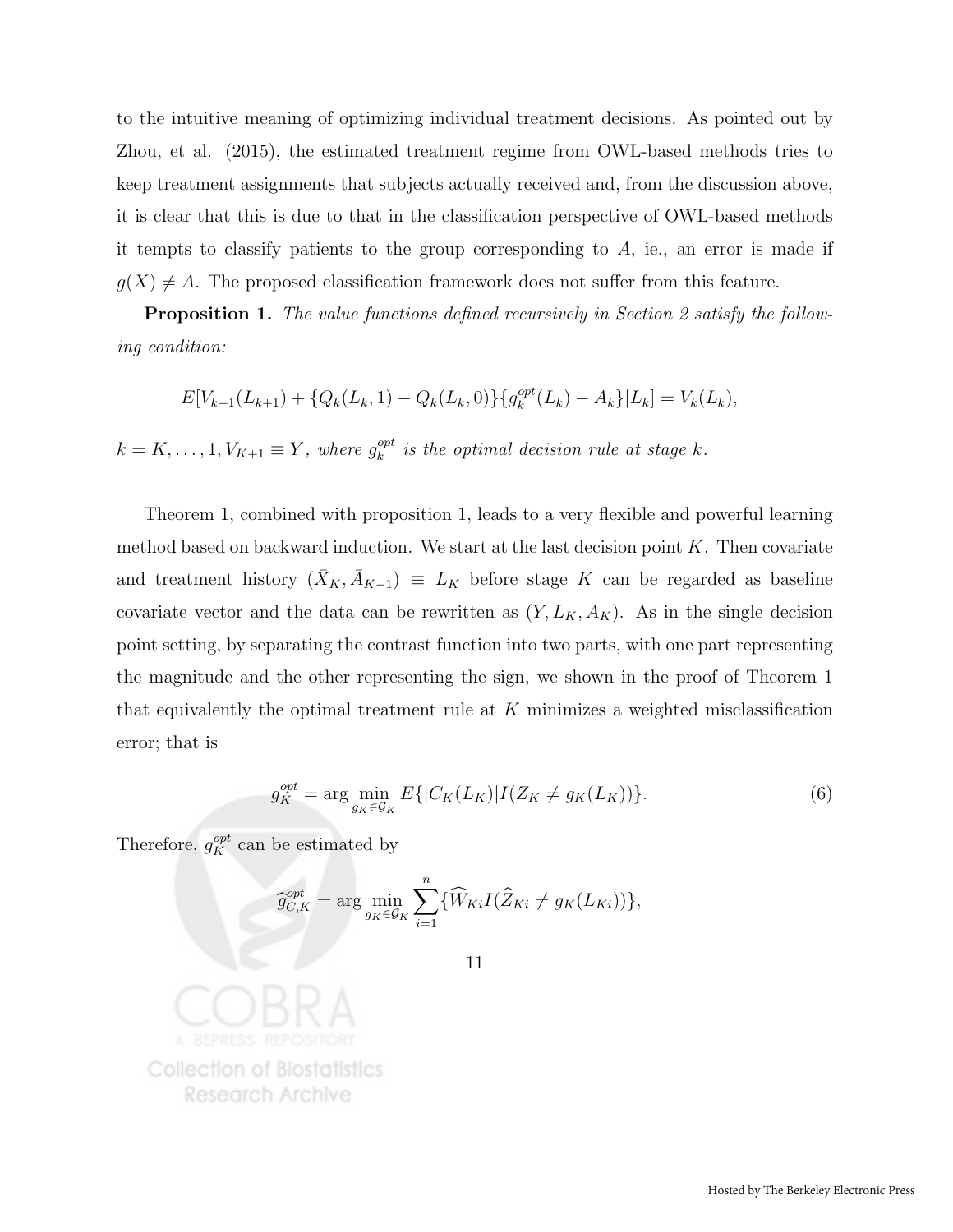to the intuitive meaning of optimizing individual treatment decisions. As pointed out by Zhou, et al. (2015), the estimated treatment regime from OWL-based methods tries to keep treatment assignments that subjects actually received and, from the discussion above, it is clear that this is due to that in the classification perspective of OWL-based methods it tempts to classify patients to the group corresponding to $A$, ie., an error is made if $g(X) \neq A$. The proposed classification framework does not suffer from this feature.

**Proposition 1.** *The value functions defined recursively in Section 2 satisfy the following condition:*

$$E[V_{k+1}(L_{k+1}) + \{Q_k(L_k, 1) - Q_k(L_k, 0)\}\{g_k^{opt}(L_k) - A_k\}|L_k] = V_k(L_k),$$

$k = K, \ldots, 1, V_{K+1} \equiv Y$*, where* $g_k^{opt}$ *is the optimal decision rule at stage* $k$*.*

Theorem 1, combined with proposition 1, leads to a very flexible and powerful learning method based on backward induction. We start at the last decision point $K$. Then covariate and treatment history $(\bar{X}_K, \bar{A}_{K-1}) \equiv L_K$ before stage $K$ can be regarded as baseline covariate vector and the data can be rewritten as $(Y, L_K, A_K)$. As in the single decision point setting, by separating the contrast function into two parts, with one part representing the magnitude and the other representing the sign, we shown in the proof of Theorem 1 that equivalently the optimal treatment rule at $K$ minimizes a weighted misclassification error; that is

$$g_K^{opt} = \arg\min_{g_K \in \mathcal{G}_K} E\{|C_K(L_K)| I(Z_K \neq g_K(L_K))\}. \tag{6}$$

Therefore, $g_K^{opt}$ can be estimated by

$$\widehat{g}_{C,K}^{opt} = \arg\min_{g_K \in \mathcal{G}_K} \sum_{i=1}^{n} \{\widehat{W}_{Ki} I(\widehat{Z}_{Ki} \neq g_K(L_{Ki}))\},$$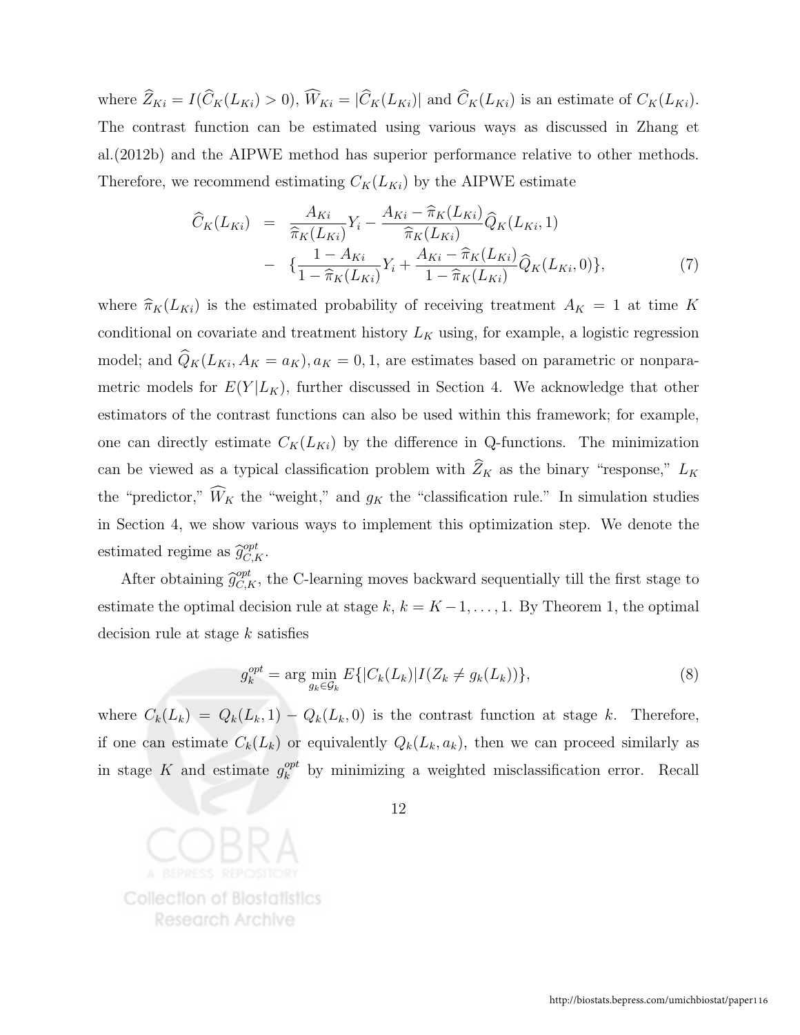where $\widehat{Z}_{Ki} = I(\widehat{C}_K(L_{Ki}) > 0)$, $\widehat{W}_{Ki} = |\widehat{C}_K(L_{Ki})|$ and $\widehat{C}_K(L_{Ki})$ is an estimate of $C_K(L_{Ki})$. The contrast function can be estimated using various ways as discussed in Zhang et al.(2012b) and the AIPWE method has superior performance relative to other methods. Therefore, we recommend estimating $C_K(L_{Ki})$ by the AIPWE estimate

$$
\begin{aligned}
\widehat{C}_K(L_{Ki}) &= \frac{A_{Ki}}{\widehat{\pi}_K(L_{Ki})} Y_i - \frac{A_{Ki} - \widehat{\pi}_K(L_{Ki})}{\widehat{\pi}_K(L_{Ki})} \widehat{Q}_K(L_{Ki}, 1) \\
&- \{ \frac{1 - A_{Ki}}{1 - \widehat{\pi}_K(L_{Ki})} Y_i + \frac{A_{Ki} - \widehat{\pi}_K(L_{Ki})}{1 - \widehat{\pi}_K(L_{Ki})} \widehat{Q}_K(L_{Ki}, 0) \}, \qquad (7)
\end{aligned}
$$

where $\widehat{\pi}_K(L_{Ki})$ is the estimated probability of receiving treatment $A_K = 1$ at time $K$ conditional on covariate and treatment history $L_K$ using, for example, a logistic regression model; and $\widehat{Q}_K(L_{Ki}, A_K = a_K), a_K = 0, 1$, are estimates based on parametric or nonparametric models for $E(Y|L_K)$, further discussed in Section 4. We acknowledge that other estimators of the contrast functions can also be used within this framework; for example, one can directly estimate $C_K(L_{Ki})$ by the difference in Q-functions. The minimization can be viewed as a typical classification problem with $\widehat{Z}_K$ as the binary "response," $L_K$ the "predictor," $\widehat{W}_K$ the "weight," and $g_K$ the "classification rule." In simulation studies in Section 4, we show various ways to implement this optimization step. We denote the estimated regime as $\widehat{g}^{opt}_{C,K}$.

After obtaining $\widehat{g}^{opt}_{C,K}$, the C-learning moves backward sequentially till the first stage to estimate the optimal decision rule at stage $k$, $k = K-1, \ldots, 1$. By Theorem 1, the optimal decision rule at stage $k$ satisfies

$$
g^{opt}_k = \arg \min_{g_k \in \mathcal{G}_k} E\{|C_k(L_k)| I(Z_k \neq g_k(L_k))\}, \qquad (8)
$$

where $C_k(L_k) = Q_k(L_k, 1) - Q_k(L_k, 0)$ is the contrast function at stage $k$. Therefore, if one can estimate $C_k(L_k)$ or equivalently $Q_k(L_k, a_k)$, then we can proceed similarly as in stage $K$ and estimate $g^{opt}_k$ by minimizing a weighted misclassification error. Recall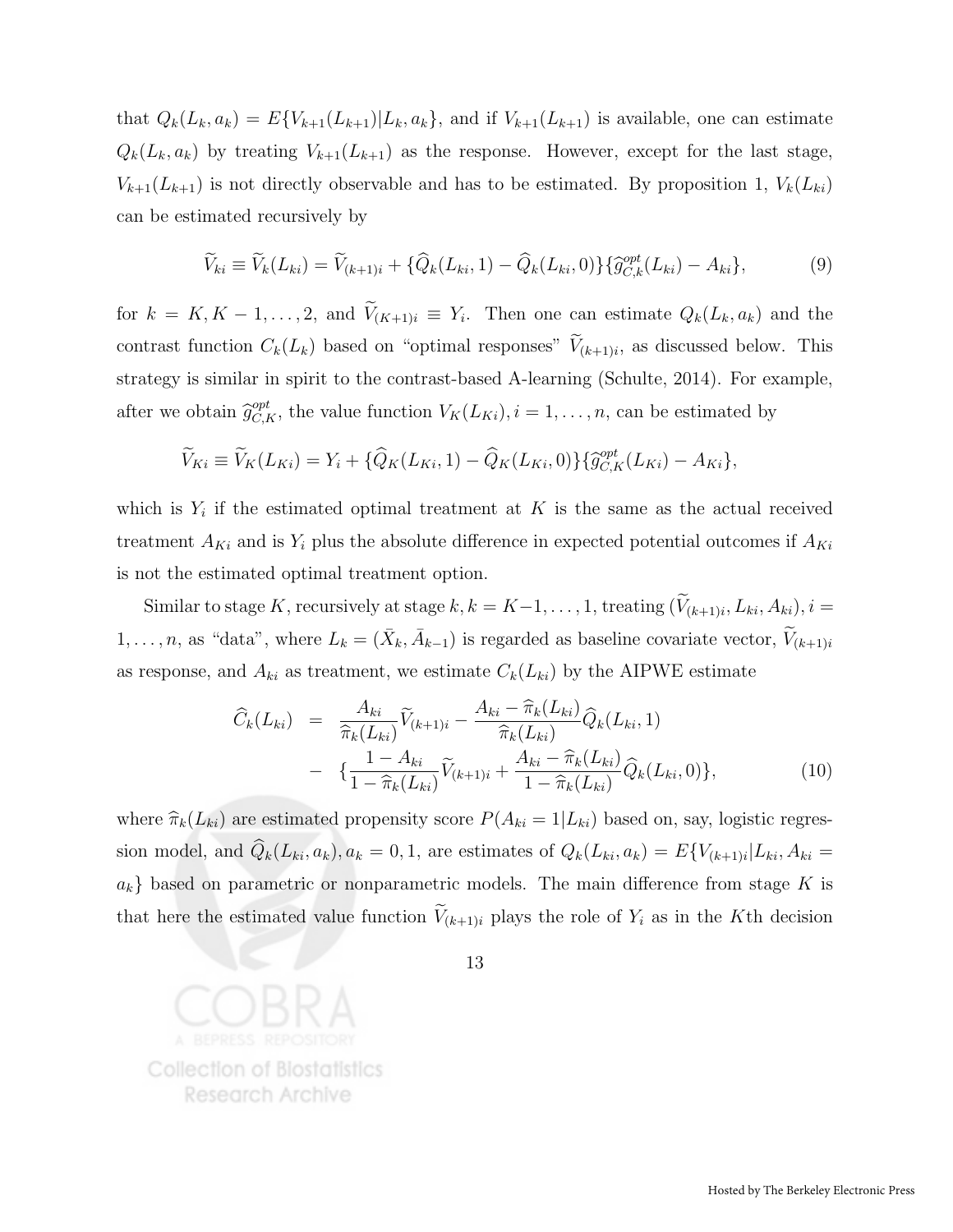that $Q_k(L_k, a_k) = E\{V_{k+1}(L_{k+1})|L_k, a_k\}$, and if $V_{k+1}(L_{k+1})$ is available, one can estimate $Q_k(L_k, a_k)$ by treating $V_{k+1}(L_{k+1})$ as the response. However, except for the last stage, $V_{k+1}(L_{k+1})$ is not directly observable and has to be estimated. By proposition 1, $V_k(L_{ki})$ can be estimated recursively by

$$\widetilde{V}_{ki} \equiv \widetilde{V}_k(L_{ki}) = \widetilde{V}_{(k+1)i} + \{\widehat{Q}_k(L_{ki}, 1) - \widehat{Q}_k(L_{ki}, 0)\}\{\widehat{g}^{opt}_{C,k}(L_{ki}) - A_{ki}\}, \tag{9}$$

for $k = K, K-1, \ldots, 2$, and $\widetilde{V}_{(K+1)i} \equiv Y_i$. Then one can estimate $Q_k(L_k, a_k)$ and the contrast function $C_k(L_k)$ based on "optimal responses" $\widetilde{V}_{(k+1)i}$, as discussed below. This strategy is similar in spirit to the contrast-based A-learning (Schulte, 2014). For example, after we obtain $\widehat{g}^{opt}_{C,K}$, the value function $V_K(L_{Ki}), i = 1, \ldots, n$, can be estimated by

$$\widetilde{V}_{Ki} \equiv \widetilde{V}_K(L_{Ki}) = Y_i + \{\widehat{Q}_K(L_{Ki}, 1) - \widehat{Q}_K(L_{Ki}, 0)\}\{\widehat{g}^{opt}_{C,K}(L_{Ki}) - A_{Ki}\},$$

which is $Y_i$ if the estimated optimal treatment at $K$ is the same as the actual received treatment $A_{Ki}$ and is $Y_i$ plus the absolute difference in expected potential outcomes if $A_{Ki}$ is not the estimated optimal treatment option.

Similar to stage $K$, recursively at stage $k, k = K-1, \ldots, 1$, treating $(\widetilde{V}_{(k+1)i}, L_{ki}, A_{ki}), i = 1, \ldots, n$, as "data", where $L_k = (\bar{X}_k, \bar{A}_{k-1})$ is regarded as baseline covariate vector, $\widetilde{V}_{(k+1)i}$ as response, and $A_{ki}$ as treatment, we estimate $C_k(L_{ki})$ by the AIPWE estimate

$$\begin{aligned}
\widehat{C}_k(L_{ki}) &= \frac{A_{ki}}{\widehat{\pi}_k(L_{ki})}\widetilde{V}_{(k+1)i} - \frac{A_{ki} - \widehat{\pi}_k(L_{ki})}{\widehat{\pi}_k(L_{ki})}\widehat{Q}_k(L_{ki}, 1) \\
&- \{\frac{1 - A_{ki}}{1 - \widehat{\pi}_k(L_{ki})}\widetilde{V}_{(k+1)i} + \frac{A_{ki} - \widehat{\pi}_k(L_{ki})}{1 - \widehat{\pi}_k(L_{ki})}\widehat{Q}_k(L_{ki}, 0)\},
\end{aligned} \tag{10}$$

where $\widehat{\pi}_k(L_{ki})$ are estimated propensity score $P(A_{ki} = 1|L_{ki})$ based on, say, logistic regression model, and $\widehat{Q}_k(L_{ki}, a_k), a_k = 0, 1$, are estimates of $Q_k(L_{ki}, a_k) = E\{V_{(k+1)i}|L_{ki}, A_{ki} = a_k\}$ based on parametric or nonparametric models. The main difference from stage $K$ is that here the estimated value function $\widetilde{V}_{(k+1)i}$ plays the role of $Y_i$ as in the $K$th decision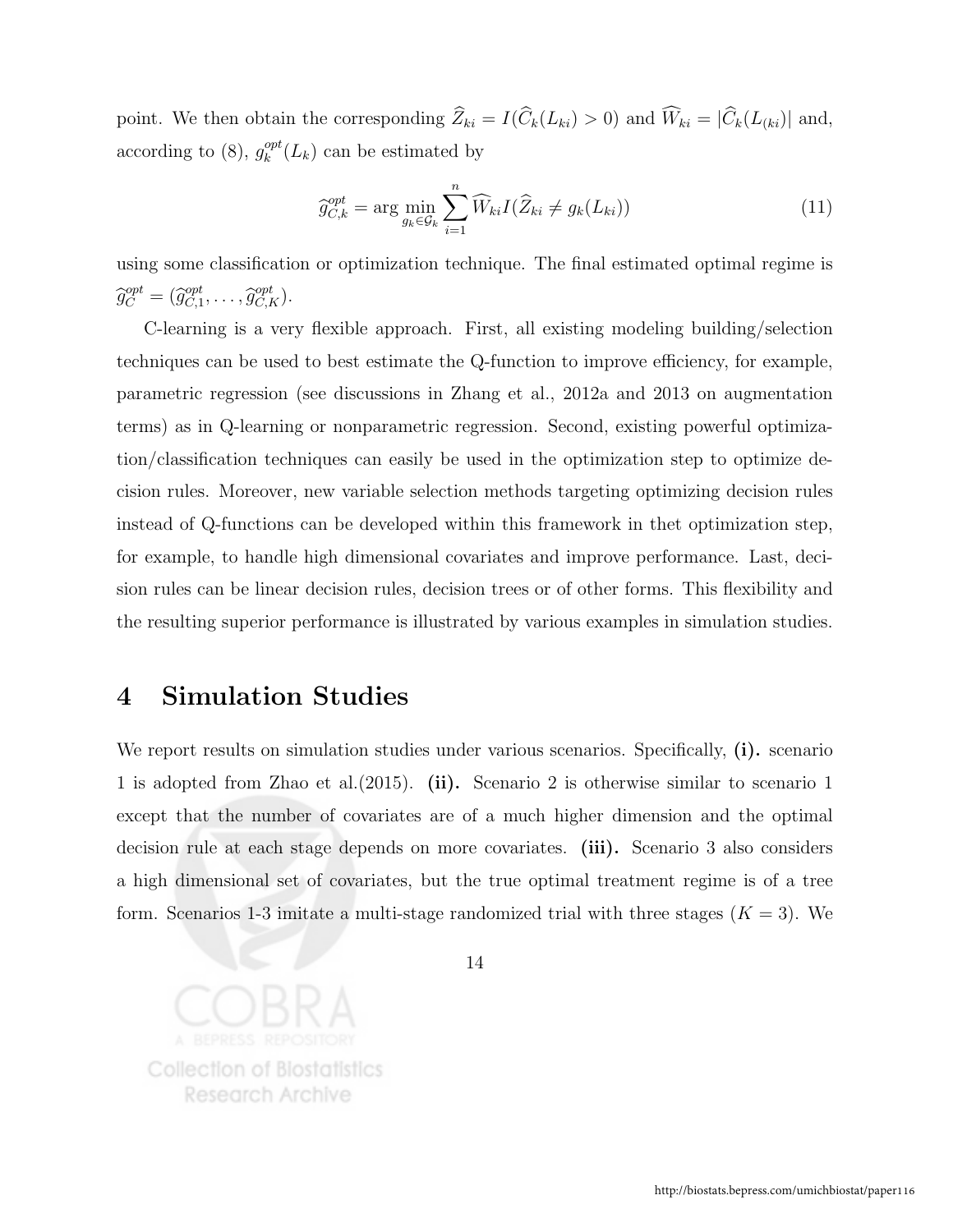point. We then obtain the corresponding $\widehat{Z}_{ki} = I(\widehat{C}_k(L_{ki}) > 0)$ and $\widehat{W}_{ki} = |\widehat{C}_k(L_{(ki)})|$ and, according to (8), $g_k^{opt}(L_k)$ can be estimated by

$$\widehat{g}_{C,k}^{opt} = \arg\min_{g_k \in \mathcal{G}_k} \sum_{i=1}^{n} \widehat{W}_{ki} I(\widehat{Z}_{ki} \neq g_k(L_{ki})) \tag{11}$$

using some classification or optimization technique. The final estimated optimal regime is $\widehat{g}_C^{opt} = (\widehat{g}_{C,1}^{opt}, \ldots, \widehat{g}_{C,K}^{opt})$.

C-learning is a very flexible approach. First, all existing modeling building/selection techniques can be used to best estimate the Q-function to improve efficiency, for example, parametric regression (see discussions in Zhang et al., 2012a and 2013 on augmentation terms) as in Q-learning or nonparametric regression. Second, existing powerful optimization/classification techniques can easily be used in the optimization step to optimize decision rules. Moreover, new variable selection methods targeting optimizing decision rules instead of Q-functions can be developed within this framework in thet optimization step, for example, to handle high dimensional covariates and improve performance. Last, decision rules can be linear decision rules, decision trees or of other forms. This flexibility and the resulting superior performance is illustrated by various examples in simulation studies.

# 4 Simulation Studies

We report results on simulation studies under various scenarios. Specifically, **(i).** scenario 1 is adopted from Zhao et al.(2015). **(ii).** Scenario 2 is otherwise similar to scenario 1 except that the number of covariates are of a much higher dimension and the optimal decision rule at each stage depends on more covariates. **(iii).** Scenario 3 also considers a high dimensional set of covariates, but the true optimal treatment regime is of a tree form. Scenarios 1-3 imitate a multi-stage randomized trial with three stages ($K = 3$). We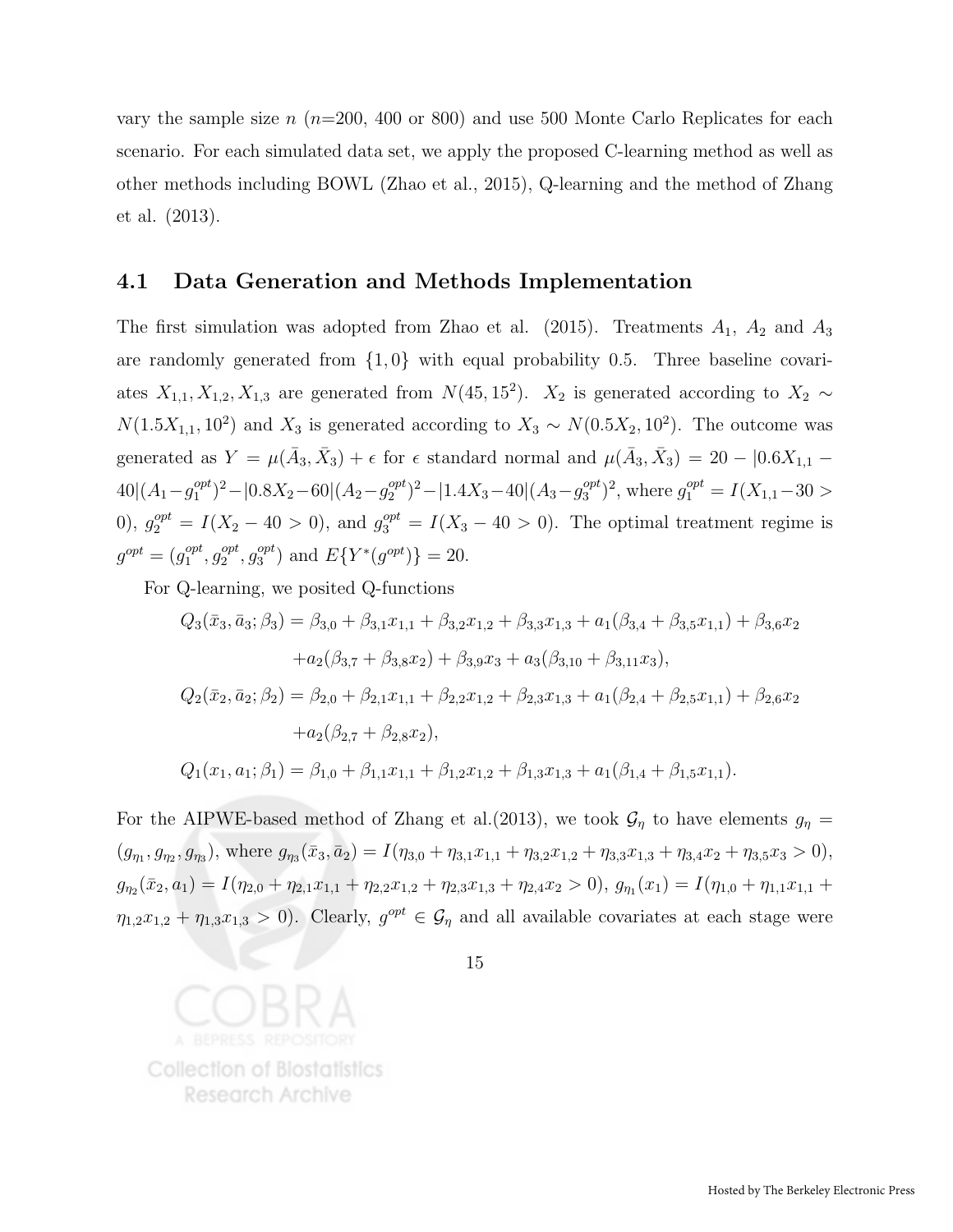vary the sample size $n$ ($n$=200, 400 or 800) and use 500 Monte Carlo Replicates for each scenario. For each simulated data set, we apply the proposed C-learning method as well as other methods including BOWL (Zhao et al., 2015), Q-learning and the method of Zhang et al. (2013).

## 4.1 Data Generation and Methods Implementation

The first simulation was adopted from Zhao et al. (2015). Treatments $A_1$, $A_2$ and $A_3$ are randomly generated from $\{1, 0\}$ with equal probability 0.5. Three baseline covariates $X_{1,1}, X_{1,2}, X_{1,3}$ are generated from $N(45, 15^2)$. $X_2$ is generated according to $X_2 \sim N(1.5X_{1,1}, 10^2)$ and $X_3$ is generated according to $X_3 \sim N(0.5X_2, 10^2)$. The outcome was generated as $Y = \mu(\bar{A}_3, \bar{X}_3) + \epsilon$ for $\epsilon$ standard normal and $\mu(\bar{A}_3, \bar{X}_3) = 20 - |0.6X_{1,1} - 40|(A_1 - g_1^{opt})^2 - |0.8X_2 - 60|(A_2 - g_2^{opt})^2 - |1.4X_3 - 40|(A_3 - g_3^{opt})^2$, where $g_1^{opt} = I(X_{1,1} - 30 > 0)$, $g_2^{opt} = I(X_2 - 40 > 0)$, and $g_3^{opt} = I(X_3 - 40 > 0)$. The optimal treatment regime is $g^{opt} = (g_1^{opt}, g_2^{opt}, g_3^{opt})$ and $E\{Y^*(g^{opt})\} = 20$.

For Q-learning, we posited Q-functions

$$
\begin{aligned}
Q_3(\bar{x}_3, \bar{a}_3; \beta_3) &= \beta_{3,0} + \beta_{3,1}x_{1,1} + \beta_{3,2}x_{1,2} + \beta_{3,3}x_{1,3} + a_1(\beta_{3,4} + \beta_{3,5}x_{1,1}) + \beta_{3,6}x_2 \\
&\quad + a_2(\beta_{3,7} + \beta_{3,8}x_2) + \beta_{3,9}x_3 + a_3(\beta_{3,10} + \beta_{3,11}x_3), \\
Q_2(\bar{x}_2, \bar{a}_2; \beta_2) &= \beta_{2,0} + \beta_{2,1}x_{1,1} + \beta_{2,2}x_{1,2} + \beta_{2,3}x_{1,3} + a_1(\beta_{2,4} + \beta_{2,5}x_{1,1}) + \beta_{2,6}x_2 \\
&\quad + a_2(\beta_{2,7} + \beta_{2,8}x_2), \\
Q_1(x_1, a_1; \beta_1) &= \beta_{1,0} + \beta_{1,1}x_{1,1} + \beta_{1,2}x_{1,2} + \beta_{1,3}x_{1,3} + a_1(\beta_{1,4} + \beta_{1,5}x_{1,1}).
\end{aligned}
$$

For the AIPWE-based method of Zhang et al.(2013), we took $\mathcal{G}_\eta$ to have elements $g_\eta = (g_{\eta_1}, g_{\eta_2}, g_{\eta_3})$, where $g_{\eta_3}(\bar{x}_3, \bar{a}_2) = I(\eta_{3,0} + \eta_{3,1}x_{1,1} + \eta_{3,2}x_{1,2} + \eta_{3,3}x_{1,3} + \eta_{3,4}x_2 + \eta_{3,5}x_3 > 0)$, $g_{\eta_2}(\bar{x}_2, a_1) = I(\eta_{2,0} + \eta_{2,1}x_{1,1} + \eta_{2,2}x_{1,2} + \eta_{2,3}x_{1,3} + \eta_{2,4}x_2 > 0)$, $g_{\eta_1}(x_1) = I(\eta_{1,0} + \eta_{1,1}x_{1,1} + \eta_{1,2}x_{1,2} + \eta_{1,3}x_{1,3} > 0)$. Clearly, $g^{opt} \in \mathcal{G}_\eta$ and all available covariates at each stage were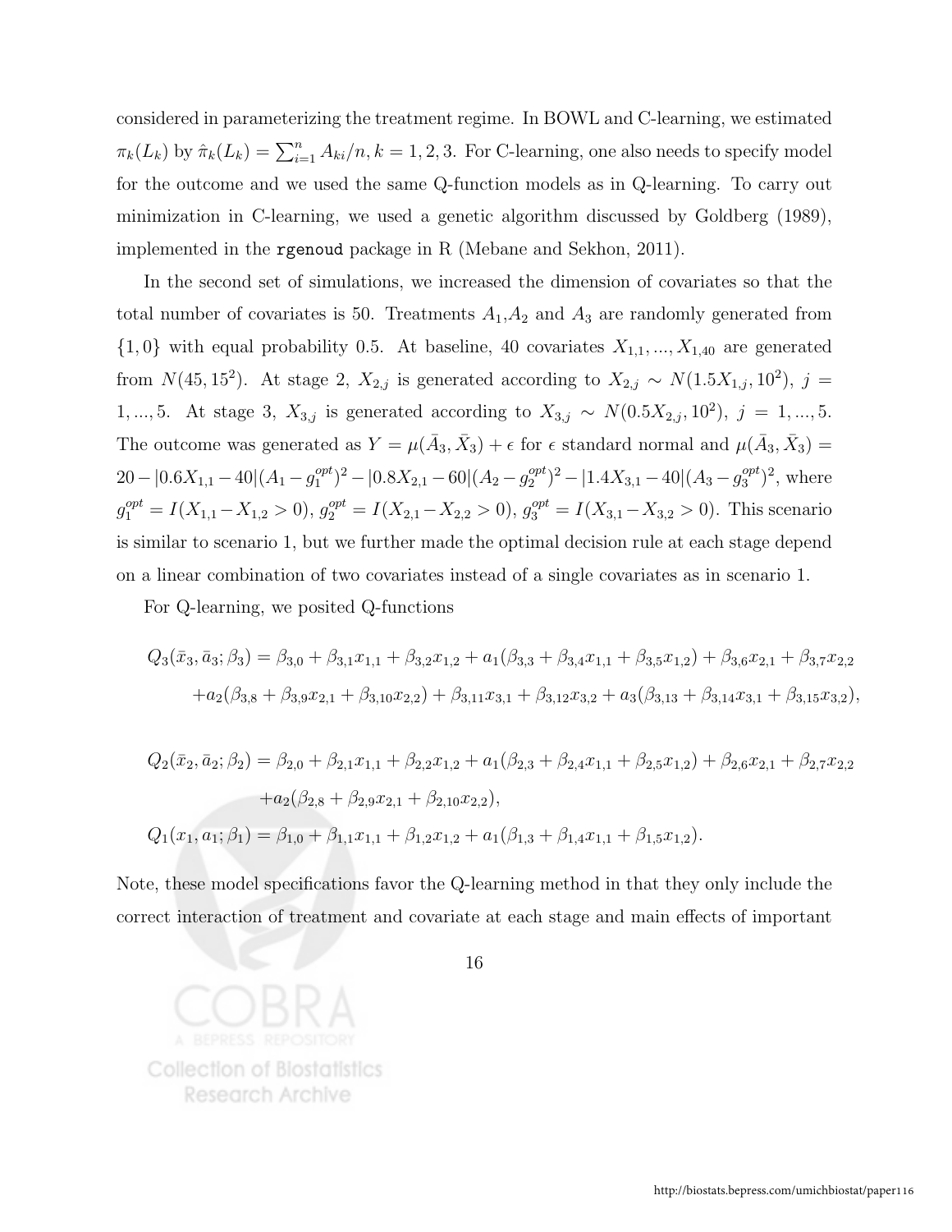considered in parameterizing the treatment regime. In BOWL and C-learning, we estimated $\pi_k(L_k)$ by $\hat{\pi}_k(L_k) = \sum_{i=1}^n A_{ki}/n, k = 1, 2, 3$. For C-learning, one also needs to specify model for the outcome and we used the same Q-function models as in Q-learning. To carry out minimization in C-learning, we used a genetic algorithm discussed by Goldberg (1989), implemented in the `rgenoud` package in R (Mebane and Sekhon, 2011).

In the second set of simulations, we increased the dimension of covariates so that the total number of covariates is 50. Treatments $A_1$,$A_2$ and $A_3$ are randomly generated from $\{1, 0\}$ with equal probability 0.5. At baseline, 40 covariates $X_{1,1}, ..., X_{1,40}$ are generated from $N(45, 15^2)$. At stage 2, $X_{2,j}$ is generated according to $X_{2,j} \sim N(1.5X_{1,j}, 10^2)$, $j = 1, ..., 5$. At stage 3, $X_{3,j}$ is generated according to $X_{3,j} \sim N(0.5X_{2,j}, 10^2)$, $j = 1, ..., 5$. The outcome was generated as $Y = \mu(\bar{A}_3, \bar{X}_3) + \epsilon$ for $\epsilon$ standard normal and $\mu(\bar{A}_3, \bar{X}_3) = 20 - |0.6X_{1,1} - 40|(A_1 - g_1^{opt})^2 - |0.8X_{2,1} - 60|(A_2 - g_2^{opt})^2 - |1.4X_{3,1} - 40|(A_3 - g_3^{opt})^2$, where $g_1^{opt} = I(X_{1,1} - X_{1,2} > 0)$, $g_2^{opt} = I(X_{2,1} - X_{2,2} > 0)$, $g_3^{opt} = I(X_{3,1} - X_{3,2} > 0)$. This scenario is similar to scenario 1, but we further made the optimal decision rule at each stage depend on a linear combination of two covariates instead of a single covariates as in scenario 1.

For Q-learning, we posited Q-functions

$$
\begin{aligned}
Q_3(\bar{x}_3, \bar{a}_3; \beta_3) = {} & \beta_{3,0} + \beta_{3,1}x_{1,1} + \beta_{3,2}x_{1,2} + a_1(\beta_{3,3} + \beta_{3,4}x_{1,1} + \beta_{3,5}x_{1,2}) + \beta_{3,6}x_{2,1} + \beta_{3,7}x_{2,2} \\
& + a_2(\beta_{3,8} + \beta_{3,9}x_{2,1} + \beta_{3,10}x_{2,2}) + \beta_{3,11}x_{3,1} + \beta_{3,12}x_{3,2} + a_3(\beta_{3,13} + \beta_{3,14}x_{3,1} + \beta_{3,15}x_{3,2}),
\end{aligned}
$$

$$
\begin{aligned}
Q_2(\bar{x}_2, \bar{a}_2; \beta_2) = {} & \beta_{2,0} + \beta_{2,1}x_{1,1} + \beta_{2,2}x_{1,2} + a_1(\beta_{2,3} + \beta_{2,4}x_{1,1} + \beta_{2,5}x_{1,2}) + \beta_{2,6}x_{2,1} + \beta_{2,7}x_{2,2} \\
& + a_2(\beta_{2,8} + \beta_{2,9}x_{2,1} + \beta_{2,10}x_{2,2}), \\
Q_1(x_1, a_1; \beta_1) = {} & \beta_{1,0} + \beta_{1,1}x_{1,1} + \beta_{1,2}x_{1,2} + a_1(\beta_{1,3} + \beta_{1,4}x_{1,1} + \beta_{1,5}x_{1,2}).
\end{aligned}
$$

Note, these model specifications favor the Q-learning method in that they only include the correct interaction of treatment and covariate at each stage and main effects of important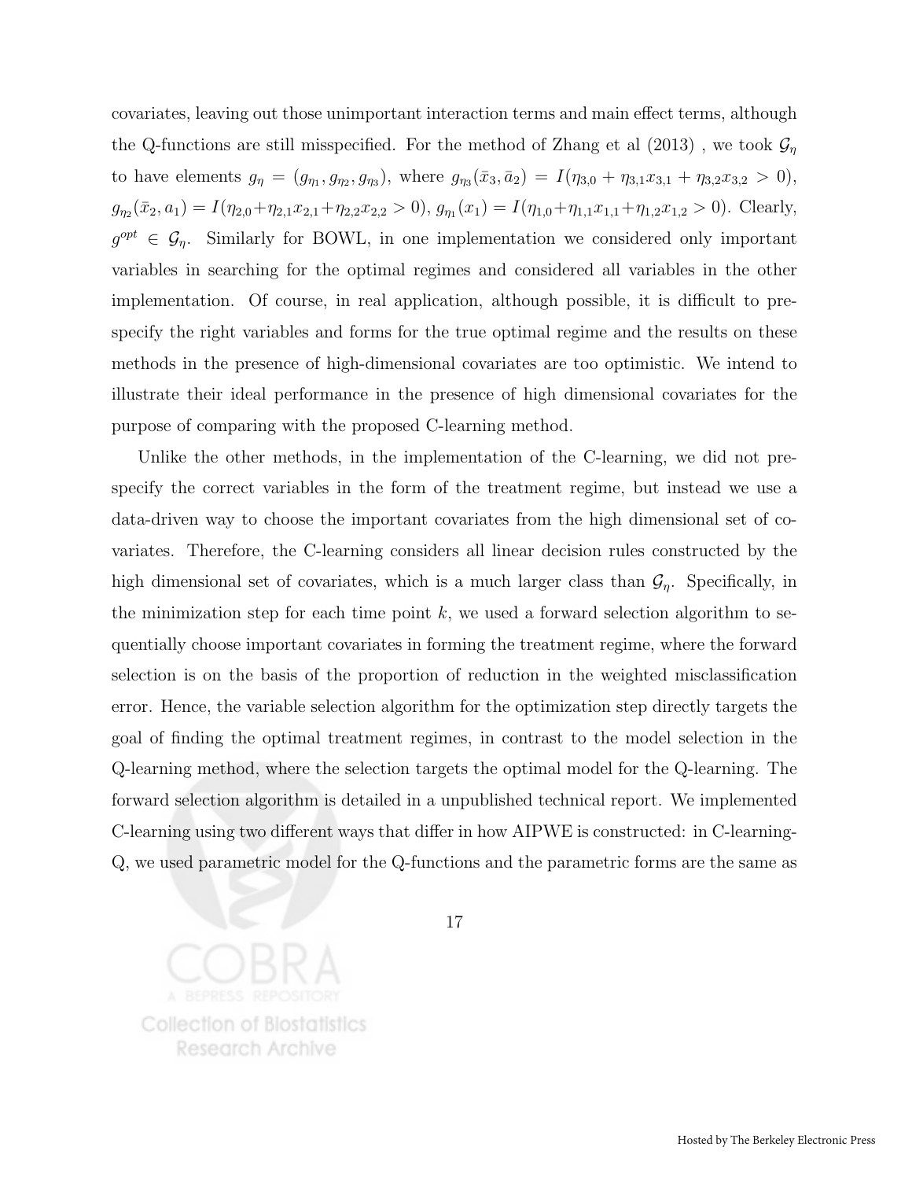covariates, leaving out those unimportant interaction terms and main effect terms, although the Q-functions are still misspecified. For the method of Zhang et al (2013) , we took $\mathcal{G}_\eta$ to have elements $g_\eta = (g_{\eta_1}, g_{\eta_2}, g_{\eta_3})$, where $g_{\eta_3}(\bar{x}_3, \bar{a}_2) = I(\eta_{3,0} + \eta_{3,1}x_{3,1} + \eta_{3,2}x_{3,2} > 0)$, $g_{\eta_2}(\bar{x}_2, a_1) = I(\eta_{2,0}+\eta_{2,1}x_{2,1}+\eta_{2,2}x_{2,2} > 0)$, $g_{\eta_1}(x_1) = I(\eta_{1,0}+\eta_{1,1}x_{1,1}+\eta_{1,2}x_{1,2} > 0)$. Clearly, $g^{opt} \in \mathcal{G}_\eta$. Similarly for BOWL, in one implementation we considered only important variables in searching for the optimal regimes and considered all variables in the other implementation. Of course, in real application, although possible, it is difficult to pre-specify the right variables and forms for the true optimal regime and the results on these methods in the presence of high-dimensional covariates are too optimistic. We intend to illustrate their ideal performance in the presence of high dimensional covariates for the purpose of comparing with the proposed C-learning method.

Unlike the other methods, in the implementation of the C-learning, we did not pre-specify the correct variables in the form of the treatment regime, but instead we use a data-driven way to choose the important covariates from the high dimensional set of covariates. Therefore, the C-learning considers all linear decision rules constructed by the high dimensional set of covariates, which is a much larger class than $\mathcal{G}_\eta$. Specifically, in the minimization step for each time point $k$, we used a forward selection algorithm to sequentially choose important covariates in forming the treatment regime, where the forward selection is on the basis of the proportion of reduction in the weighted misclassification error. Hence, the variable selection algorithm for the optimization step directly targets the goal of finding the optimal treatment regimes, in contrast to the model selection in the Q-learning method, where the selection targets the optimal model for the Q-learning. The forward selection algorithm is detailed in a unpublished technical report. We implemented C-learning using two different ways that differ in how AIPWE is constructed: in C-learning-Q, we used parametric model for the Q-functions and the parametric forms are the same as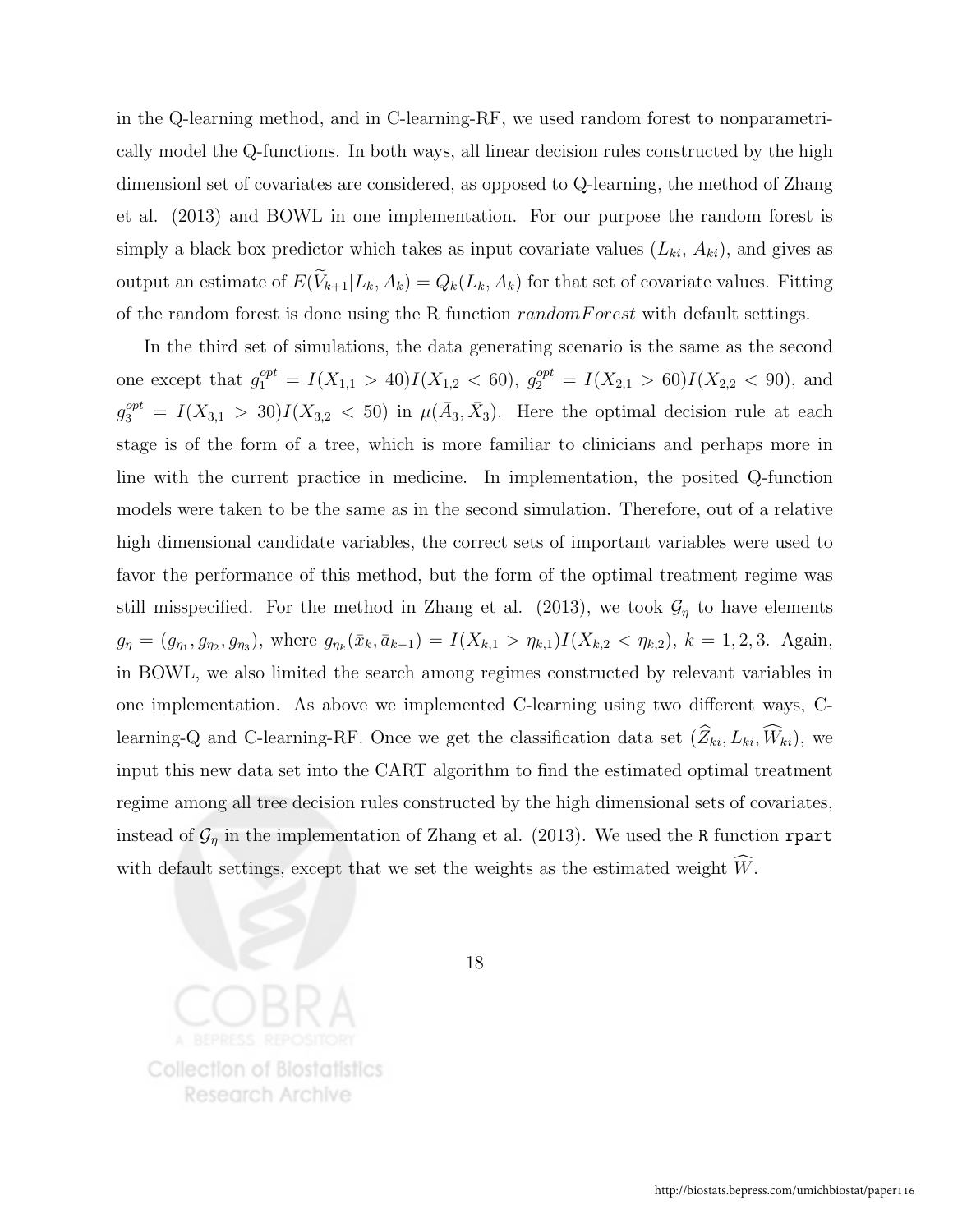in the Q-learning method, and in C-learning-RF, we used random forest to nonparametrically model the Q-functions. In both ways, all linear decision rules constructed by the high dimensionl set of covariates are considered, as opposed to Q-learning, the method of Zhang et al. (2013) and BOWL in one implementation. For our purpose the random forest is simply a black box predictor which takes as input covariate values ($L_{ki}$, $A_{ki}$), and gives as output an estimate of $E(\widetilde{V}_{k+1}|L_k, A_k) = Q_k(L_k, A_k)$ for that set of covariate values. Fitting of the random forest is done using the R function $randomForest$ with default settings.

In the third set of simulations, the data generating scenario is the same as the second one except that $g_1^{opt} = I(X_{1,1} > 40)I(X_{1,2} < 60)$, $g_2^{opt} = I(X_{2,1} > 60)I(X_{2,2} < 90)$, and $g_3^{opt} = I(X_{3,1} > 30)I(X_{3,2} < 50)$ in $\mu(\bar{A}_3, \bar{X}_3)$. Here the optimal decision rule at each stage is of the form of a tree, which is more familiar to clinicians and perhaps more in line with the current practice in medicine. In implementation, the posited Q-function models were taken to be the same as in the second simulation. Therefore, out of a relative high dimensional candidate variables, the correct sets of important variables were used to favor the performance of this method, but the form of the optimal treatment regime was still misspecified. For the method in Zhang et al. (2013), we took $\mathcal{G}_\eta$ to have elements $g_\eta = (g_{\eta_1}, g_{\eta_2}, g_{\eta_3})$, where $g_{\eta_k}(\bar{x}_k, \bar{a}_{k-1}) = I(X_{k,1} > \eta_{k,1})I(X_{k,2} < \eta_{k,2})$, $k = 1, 2, 3$. Again, in BOWL, we also limited the search among regimes constructed by relevant variables in one implementation. As above we implemented C-learning using two different ways, C-learning-Q and C-learning-RF. Once we get the classification data set $(\widehat{Z}_{ki}, L_{ki}, \widehat{W}_{ki})$, we input this new data set into the CART algorithm to find the estimated optimal treatment regime among all tree decision rules constructed by the high dimensional sets of covariates, instead of $\mathcal{G}_\eta$ in the implementation of Zhang et al. (2013). We used the `R` function `rpart` with default settings, except that we set the weights as the estimated weight $\widehat{W}$.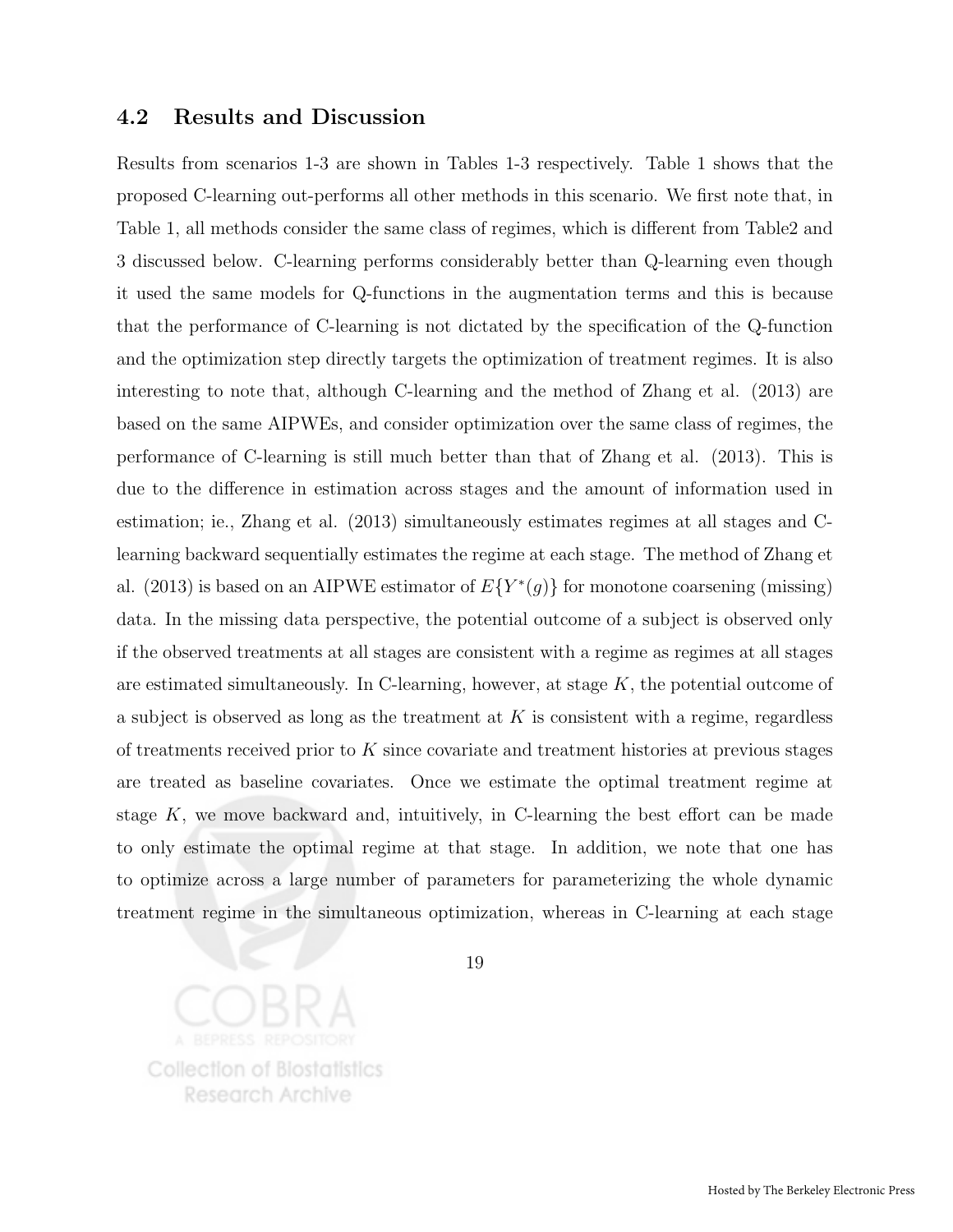### 4.2 Results and Discussion

Results from scenarios 1-3 are shown in Tables 1-3 respectively. Table 1 shows that the proposed C-learning out-performs all other methods in this scenario. We first note that, in Table 1, all methods consider the same class of regimes, which is different from Table2 and 3 discussed below. C-learning performs considerably better than Q-learning even though it used the same models for Q-functions in the augmentation terms and this is because that the performance of C-learning is not dictated by the specification of the Q-function and the optimization step directly targets the optimization of treatment regimes. It is also interesting to note that, although C-learning and the method of Zhang et al. (2013) are based on the same AIPWEs, and consider optimization over the same class of regimes, the performance of C-learning is still much better than that of Zhang et al. (2013). This is due to the difference in estimation across stages and the amount of information used in estimation; ie., Zhang et al. (2013) simultaneously estimates regimes at all stages and C-learning backward sequentially estimates the regime at each stage. The method of Zhang et al. (2013) is based on an AIPWE estimator of $E\{Y^*(g)\}$ for monotone coarsening (missing) data. In the missing data perspective, the potential outcome of a subject is observed only if the observed treatments at all stages are consistent with a regime as regimes at all stages are estimated simultaneously. In C-learning, however, at stage $K$, the potential outcome of a subject is observed as long as the treatment at $K$ is consistent with a regime, regardless of treatments received prior to $K$ since covariate and treatment histories at previous stages are treated as baseline covariates. Once we estimate the optimal treatment regime at stage $K$, we move backward and, intuitively, in C-learning the best effort can be made to only estimate the optimal regime at that stage. In addition, we note that one has to optimize across a large number of parameters for parameterizing the whole dynamic treatment regime in the simultaneous optimization, whereas in C-learning at each stage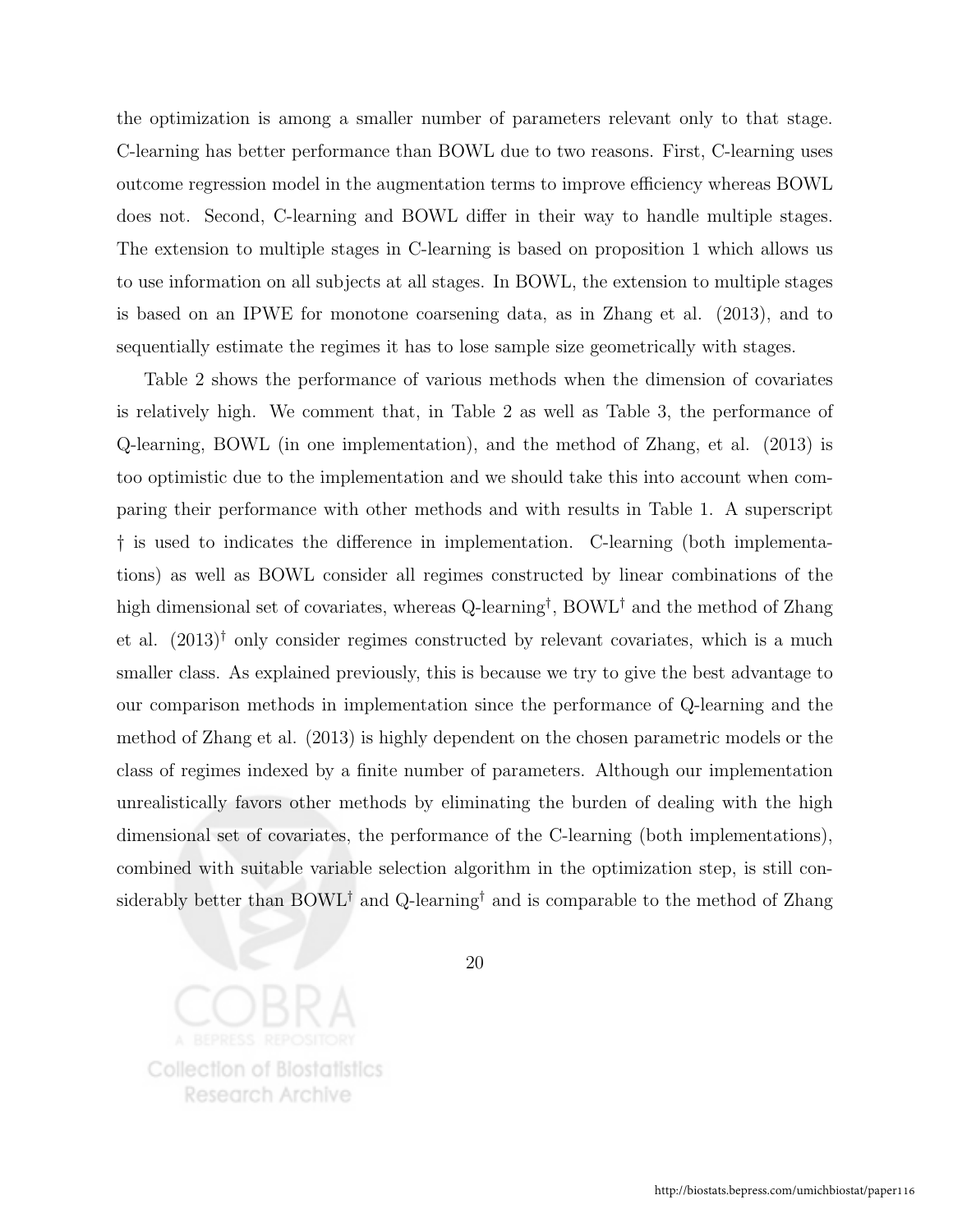the optimization is among a smaller number of parameters relevant only to that stage. C-learning has better performance than BOWL due to two reasons. First, C-learning uses outcome regression model in the augmentation terms to improve efficiency whereas BOWL does not. Second, C-learning and BOWL differ in their way to handle multiple stages. The extension to multiple stages in C-learning is based on proposition 1 which allows us to use information on all subjects at all stages. In BOWL, the extension to multiple stages is based on an IPWE for monotone coarsening data, as in Zhang et al. (2013), and to sequentially estimate the regimes it has to lose sample size geometrically with stages.

Table 2 shows the performance of various methods when the dimension of covariates is relatively high. We comment that, in Table 2 as well as Table 3, the performance of Q-learning, BOWL (in one implementation), and the method of Zhang, et al. (2013) is too optimistic due to the implementation and we should take this into account when comparing their performance with other methods and with results in Table 1. A superscript $\dagger$ is used to indicates the difference in implementation. C-learning (both implementations) as well as BOWL consider all regimes constructed by linear combinations of the high dimensional set of covariates, whereas Q-learning$^{\dagger}$, BOWL$^{\dagger}$ and the method of Zhang et al. (2013)$^{\dagger}$ only consider regimes constructed by relevant covariates, which is a much smaller class. As explained previously, this is because we try to give the best advantage to our comparison methods in implementation since the performance of Q-learning and the method of Zhang et al. (2013) is highly dependent on the chosen parametric models or the class of regimes indexed by a finite number of parameters. Although our implementation unrealistically favors other methods by eliminating the burden of dealing with the high dimensional set of covariates, the performance of the C-learning (both implementations), combined with suitable variable selection algorithm in the optimization step, is still considerably better than BOWL$^{\dagger}$ and Q-learning$^{\dagger}$ and is comparable to the method of Zhang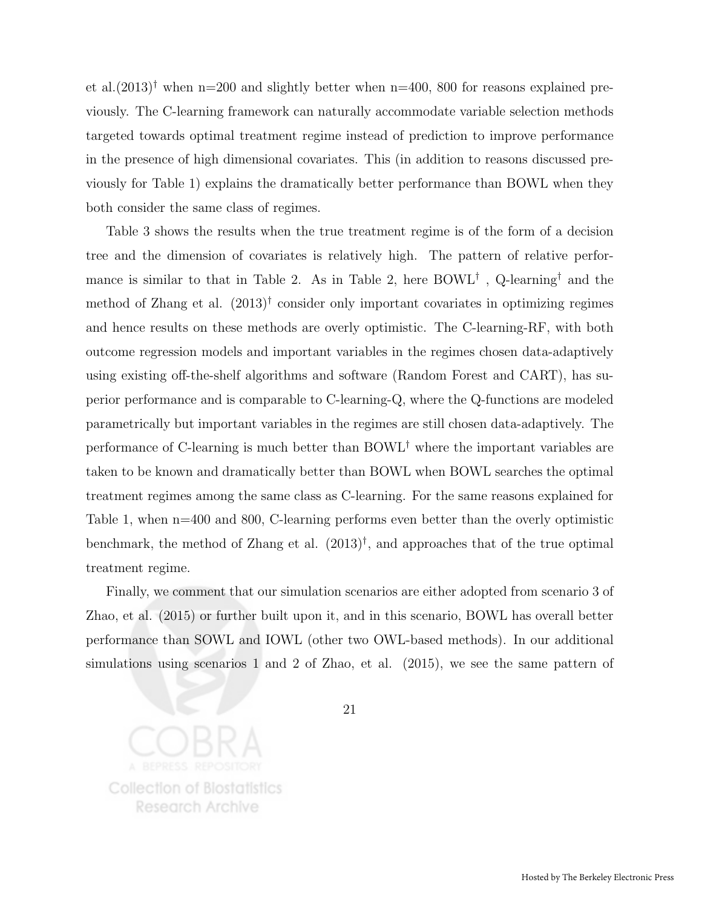et al.(2013)$^\dagger$ when n=200 and slightly better when n=400, 800 for reasons explained previously. The C-learning framework can naturally accommodate variable selection methods targeted towards optimal treatment regime instead of prediction to improve performance in the presence of high dimensional covariates. This (in addition to reasons discussed previously for Table 1) explains the dramatically better performance than BOWL when they both consider the same class of regimes.

Table 3 shows the results when the true treatment regime is of the form of a decision tree and the dimension of covariates is relatively high. The pattern of relative performance is similar to that in Table 2. As in Table 2, here BOWL$^\dagger$ , Q-learning$^\dagger$ and the method of Zhang et al. (2013)$^\dagger$ consider only important covariates in optimizing regimes and hence results on these methods are overly optimistic. The C-learning-RF, with both outcome regression models and important variables in the regimes chosen data-adaptively using existing off-the-shelf algorithms and software (Random Forest and CART), has superior performance and is comparable to C-learning-Q, where the Q-functions are modeled parametrically but important variables in the regimes are still chosen data-adaptively. The performance of C-learning is much better than BOWL$^\dagger$ where the important variables are taken to be known and dramatically better than BOWL when BOWL searches the optimal treatment regimes among the same class as C-learning. For the same reasons explained for Table 1, when n=400 and 800, C-learning performs even better than the overly optimistic benchmark, the method of Zhang et al. (2013)$^\dagger$, and approaches that of the true optimal treatment regime.

Finally, we comment that our simulation scenarios are either adopted from scenario 3 of Zhao, et al. (2015) or further built upon it, and in this scenario, BOWL has overall better performance than SOWL and IOWL (other two OWL-based methods). In our additional simulations using scenarios 1 and 2 of Zhao, et al. (2015), we see the same pattern of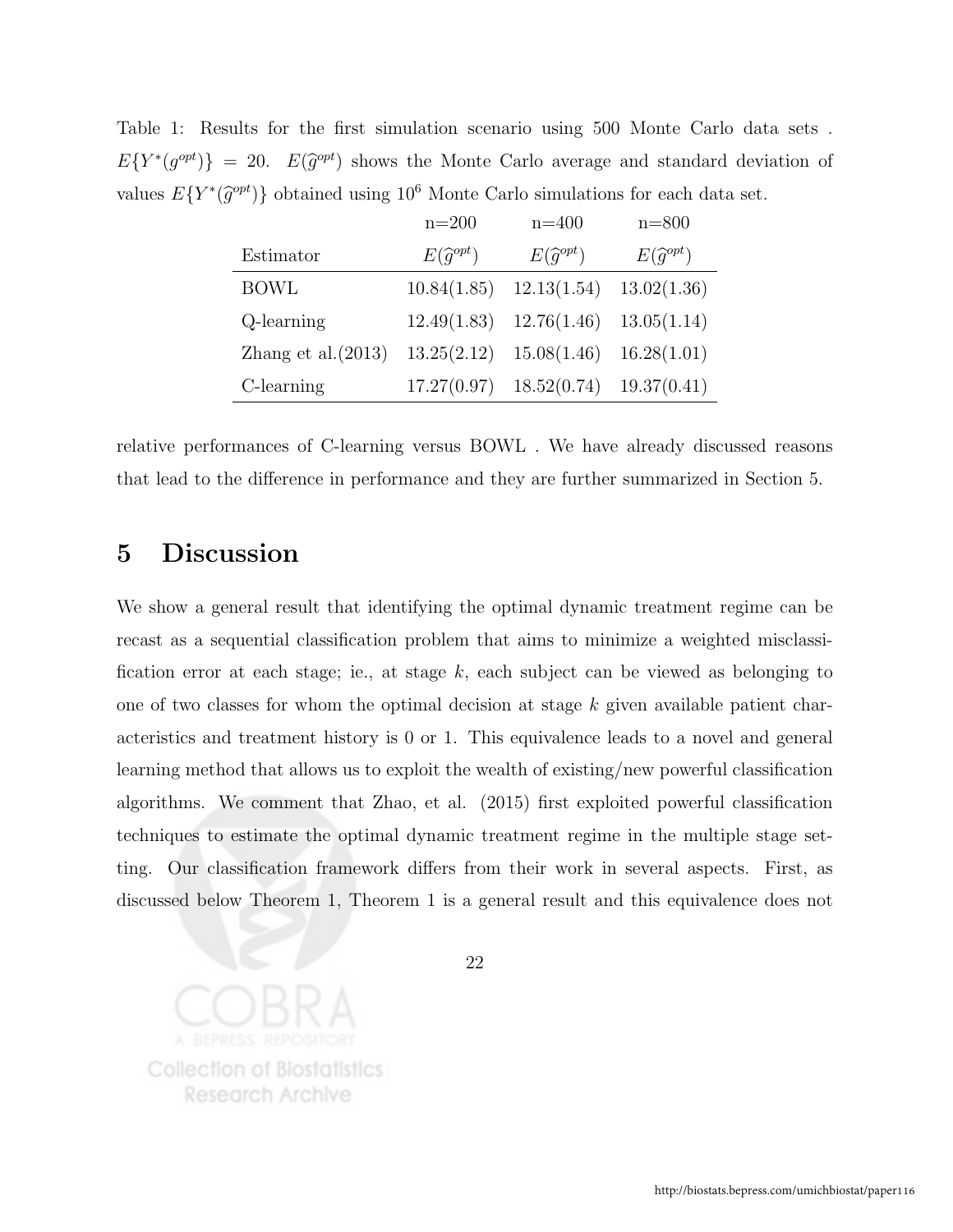Table 1: Results for the first simulation scenario using 500 Monte Carlo data sets . $E\{Y^*(g^{opt})\} = 20$. $E(\widehat{g}^{opt})$ shows the Monte Carlo average and standard deviation of values $E\{Y^*(\widehat{g}^{opt})\}$ obtained using $10^6$ Monte Carlo simulations for each data set.

| | n=200 | n=400 | n=800 |
|---|---|---|---|
| Estimator | $E(\widehat{g}^{opt})$ | $E(\widehat{g}^{opt})$ | $E(\widehat{g}^{opt})$ |
| BOWL | 10.84(1.85) | 12.13(1.54) | 13.02(1.36) |
| Q-learning | 12.49(1.83) | 12.76(1.46) | 13.05(1.14) |
| Zhang et al.(2013) | 13.25(2.12) | 15.08(1.46) | 16.28(1.01) |
| C-learning | 17.27(0.97) | 18.52(0.74) | 19.37(0.41) |

relative performances of C-learning versus BOWL . We have already discussed reasons that lead to the difference in performance and they are further summarized in Section 5.

# 5 Discussion

We show a general result that identifying the optimal dynamic treatment regime can be recast as a sequential classification problem that aims to minimize a weighted misclassification error at each stage; ie., at stage $k$, each subject can be viewed as belonging to one of two classes for whom the optimal decision at stage $k$ given available patient characteristics and treatment history is 0 or 1. This equivalence leads to a novel and general learning method that allows us to exploit the wealth of existing/new powerful classification algorithms. We comment that Zhao, et al. (2015) first exploited powerful classification techniques to estimate the optimal dynamic treatment regime in the multiple stage setting. Our classification framework differs from their work in several aspects. First, as discussed below Theorem 1, Theorem 1 is a general result and this equivalence does not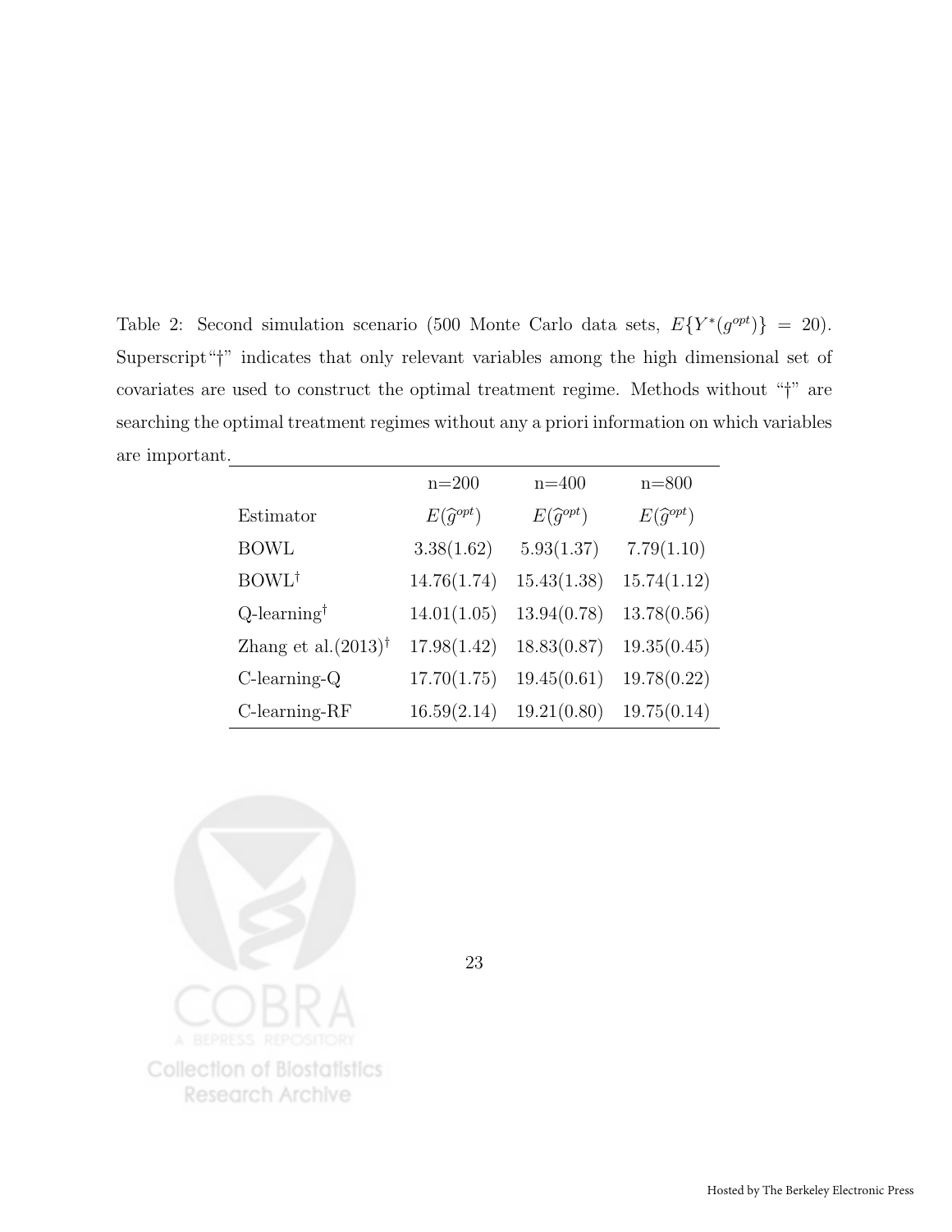Table 2: Second simulation scenario (500 Monte Carlo data sets, $E\{Y^*(g^{opt})\} = 20$). Superscript "†" indicates that only relevant variables among the high dimensional set of covariates are used to construct the optimal treatment regime. Methods without "†" are searching the optimal treatment regimes without any a priori information on which variables are important.

| | n=200 | n=400 | n=800 |
|---|---|---|---|
| Estimator | $E(\widehat{g}^{opt})$ | $E(\widehat{g}^{opt})$ | $E(\widehat{g}^{opt})$ |
| BOWL | 3.38(1.62) | 5.93(1.37) | 7.79(1.10) |
| BOWL$^{\dagger}$ | 14.76(1.74) | 15.43(1.38) | 15.74(1.12) |
| Q-learning$^{\dagger}$ | 14.01(1.05) | 13.94(0.78) | 13.78(0.56) |
| Zhang et al.(2013)$^{\dagger}$ | 17.98(1.42) | 18.83(0.87) | 19.35(0.45) |
| C-learning-Q | 17.70(1.75) | 19.45(0.61) | 19.78(0.22) |
| C-learning-RF | 16.59(2.14) | 19.21(0.80) | 19.75(0.14) |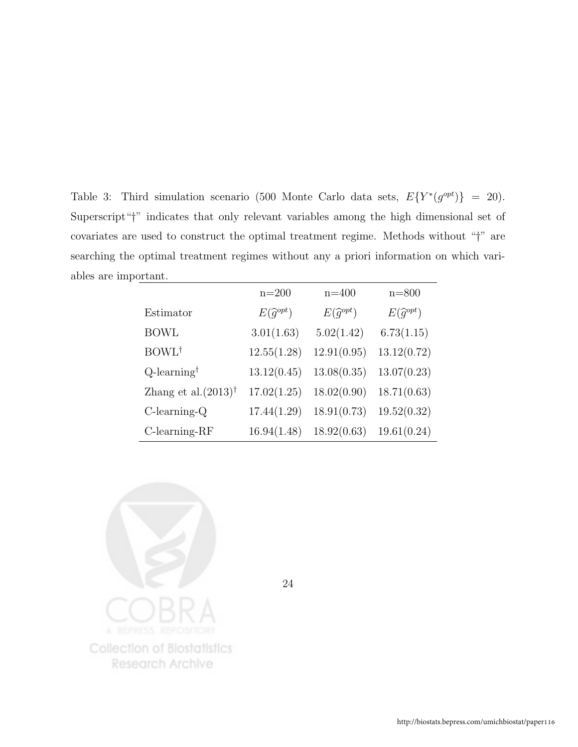Table 3: Third simulation scenario (500 Monte Carlo data sets, $E\{Y^*(g^{opt})\} = 20$). Superscript "†" indicates that only relevant variables among the high dimensional set of covariates are used to construct the optimal treatment regime. Methods without "†" are searching the optimal treatment regimes without any a priori information on which variables are important.

| | n=200 | n=400 | n=800 |
|---|---|---|---|
| Estimator | $E(\widehat{g}^{opt})$ | $E(\widehat{g}^{opt})$ | $E(\widehat{g}^{opt})$ |
| BOWL | 3.01(1.63) | 5.02(1.42) | 6.73(1.15) |
| BOWL† | 12.55(1.28) | 12.91(0.95) | 13.12(0.72) |
| Q-learning† | 13.12(0.45) | 13.08(0.35) | 13.07(0.23) |
| Zhang et al.(2013)† | 17.02(1.25) | 18.02(0.90) | 18.71(0.63) |
| C-learning-Q | 17.44(1.29) | 18.91(0.73) | 19.52(0.32) |
| C-learning-RF | 16.94(1.48) | 18.92(0.63) | 19.61(0.24) |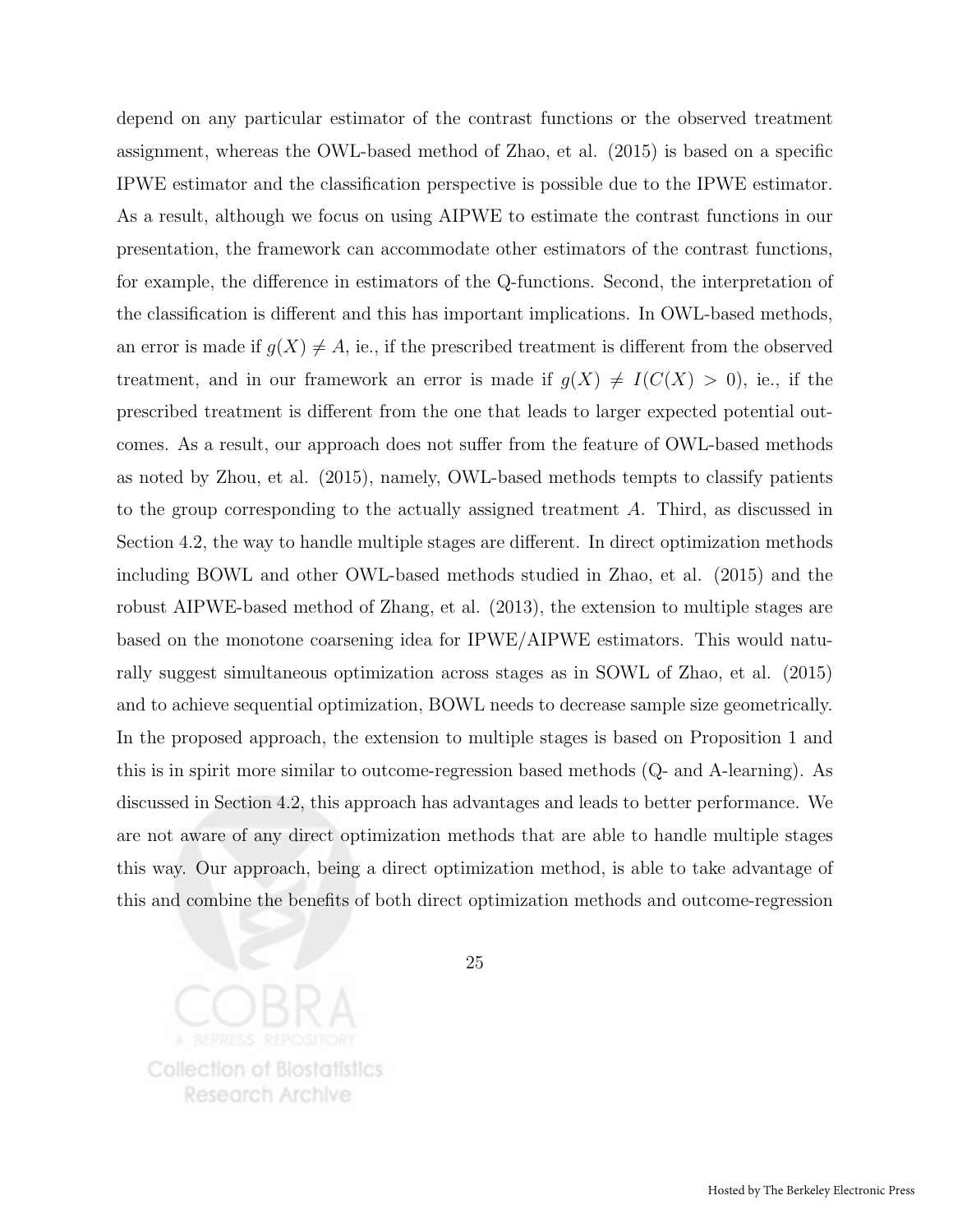depend on any particular estimator of the contrast functions or the observed treatment assignment, whereas the OWL-based method of Zhao, et al. (2015) is based on a specific IPWE estimator and the classification perspective is possible due to the IPWE estimator. As a result, although we focus on using AIPWE to estimate the contrast functions in our presentation, the framework can accommodate other estimators of the contrast functions, for example, the difference in estimators of the Q-functions. Second, the interpretation of the classification is different and this has important implications. In OWL-based methods, an error is made if $g(X) \neq A$, ie., if the prescribed treatment is different from the observed treatment, and in our framework an error is made if $g(X) \neq I(C(X) > 0)$, ie., if the prescribed treatment is different from the one that leads to larger expected potential outcomes. As a result, our approach does not suffer from the feature of OWL-based methods as noted by Zhou, et al. (2015), namely, OWL-based methods tempts to classify patients to the group corresponding to the actually assigned treatment $A$. Third, as discussed in Section 4.2, the way to handle multiple stages are different. In direct optimization methods including BOWL and other OWL-based methods studied in Zhao, et al. (2015) and the robust AIPWE-based method of Zhang, et al. (2013), the extension to multiple stages are based on the monotone coarsening idea for IPWE/AIPWE estimators. This would naturally suggest simultaneous optimization across stages as in SOWL of Zhao, et al. (2015) and to achieve sequential optimization, BOWL needs to decrease sample size geometrically. In the proposed approach, the extension to multiple stages is based on Proposition 1 and this is in spirit more similar to outcome-regression based methods (Q- and A-learning). As discussed in Section 4.2, this approach has advantages and leads to better performance. We are not aware of any direct optimization methods that are able to handle multiple stages this way. Our approach, being a direct optimization method, is able to take advantage of this and combine the benefits of both direct optimization methods and outcome-regression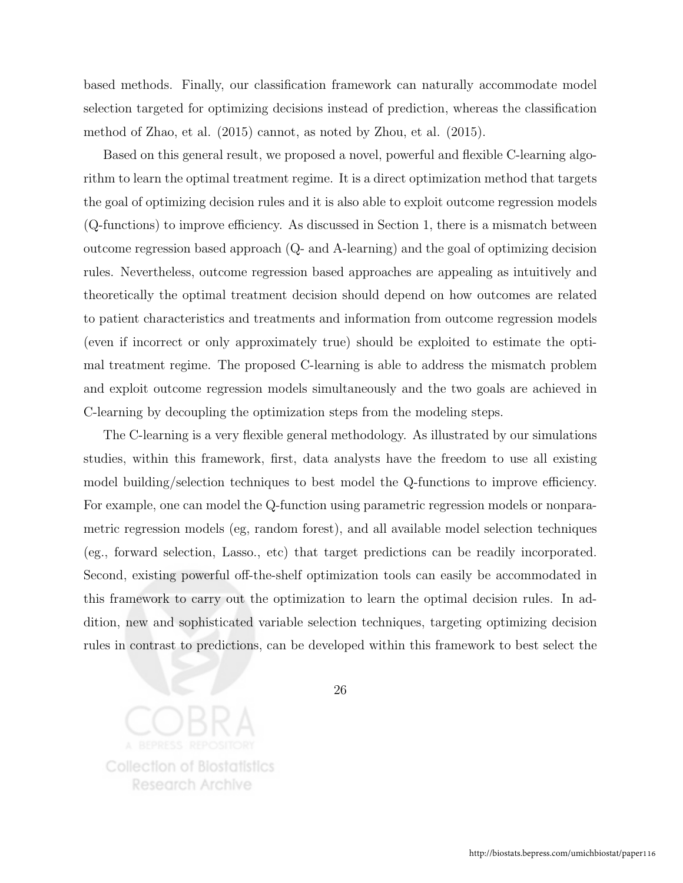based methods. Finally, our classification framework can naturally accommodate model selection targeted for optimizing decisions instead of prediction, whereas the classification method of Zhao, et al. (2015) cannot, as noted by Zhou, et al. (2015).

Based on this general result, we proposed a novel, powerful and flexible C-learning algorithm to learn the optimal treatment regime. It is a direct optimization method that targets the goal of optimizing decision rules and it is also able to exploit outcome regression models (Q-functions) to improve efficiency. As discussed in Section 1, there is a mismatch between outcome regression based approach (Q- and A-learning) and the goal of optimizing decision rules. Nevertheless, outcome regression based approaches are appealing as intuitively and theoretically the optimal treatment decision should depend on how outcomes are related to patient characteristics and treatments and information from outcome regression models (even if incorrect or only approximately true) should be exploited to estimate the optimal treatment regime. The proposed C-learning is able to address the mismatch problem and exploit outcome regression models simultaneously and the two goals are achieved in C-learning by decoupling the optimization steps from the modeling steps.

The C-learning is a very flexible general methodology. As illustrated by our simulations studies, within this framework, first, data analysts have the freedom to use all existing model building/selection techniques to best model the Q-functions to improve efficiency. For example, one can model the Q-function using parametric regression models or nonparametric regression models (eg, random forest), and all available model selection techniques (eg., forward selection, Lasso., etc) that target predictions can be readily incorporated. Second, existing powerful off-the-shelf optimization tools can easily be accommodated in this framework to carry out the optimization to learn the optimal decision rules. In addition, new and sophisticated variable selection techniques, targeting optimizing decision rules in contrast to predictions, can be developed within this framework to best select the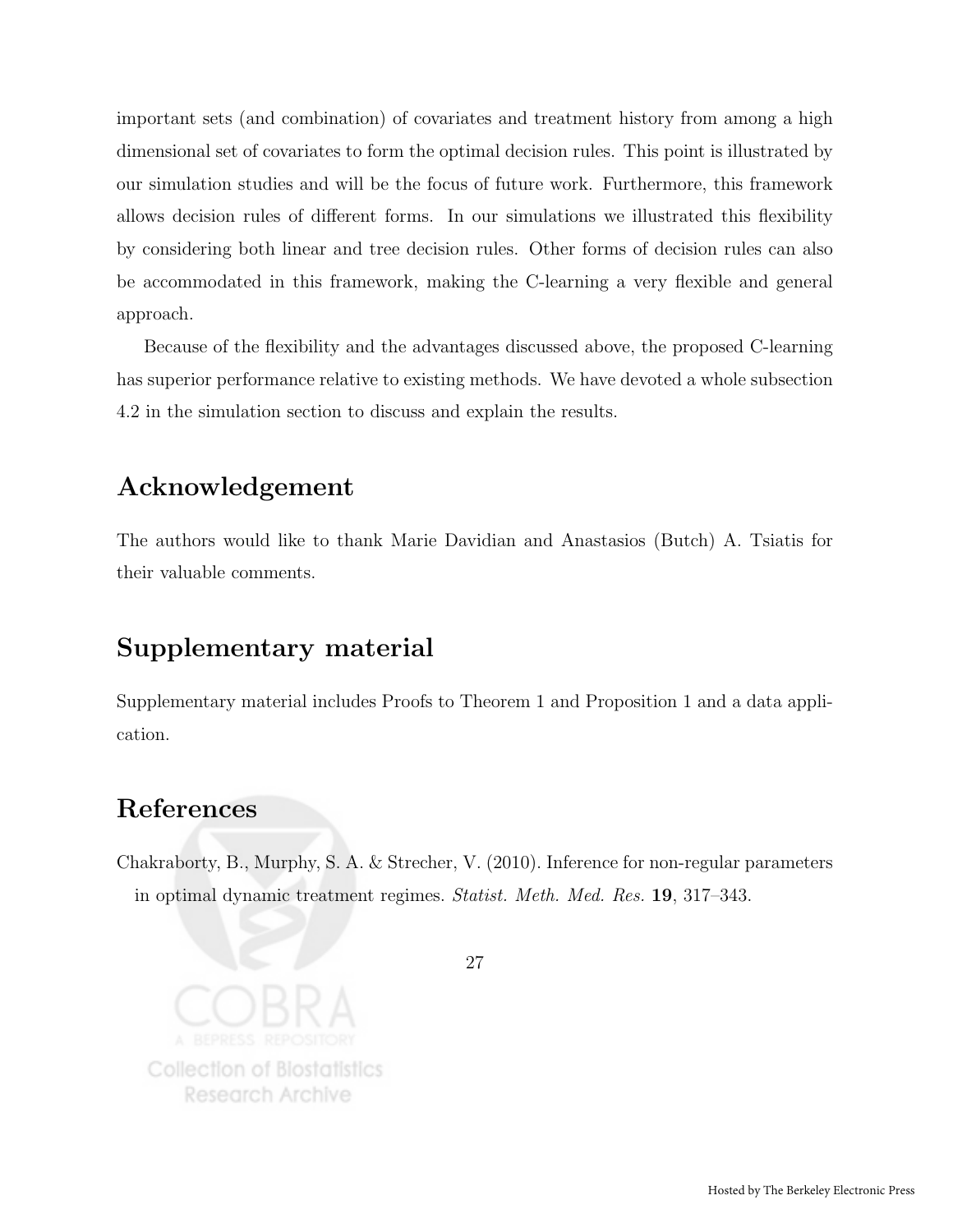important sets (and combination) of covariates and treatment history from among a high dimensional set of covariates to form the optimal decision rules. This point is illustrated by our simulation studies and will be the focus of future work. Furthermore, this framework allows decision rules of different forms. In our simulations we illustrated this flexibility by considering both linear and tree decision rules. Other forms of decision rules can also be accommodated in this framework, making the C-learning a very flexible and general approach.

Because of the flexibility and the advantages discussed above, the proposed C-learning has superior performance relative to existing methods. We have devoted a whole subsection 4.2 in the simulation section to discuss and explain the results.

## Acknowledgement

The authors would like to thank Marie Davidian and Anastasios (Butch) A. Tsiatis for their valuable comments.

## Supplementary material

Supplementary material includes Proofs to Theorem 1 and Proposition 1 and a data application.

## References

Chakraborty, B., Murphy, S. A. & Strecher, V. (2010). Inference for non-regular parameters in optimal dynamic treatment regimes. *Statist. Meth. Med. Res.* **19**, 317–343.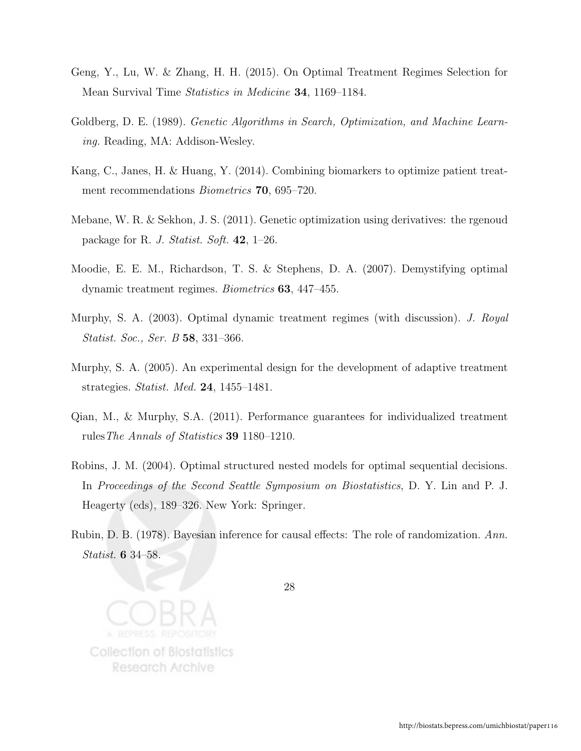Geng, Y., Lu, W. & Zhang, H. H. (2015). On Optimal Treatment Regimes Selection for Mean Survival Time *Statistics in Medicine* **34**, 1169–1184.

Goldberg, D. E. (1989). *Genetic Algorithms in Search, Optimization, and Machine Learning.* Reading, MA: Addison-Wesley.

Kang, C., Janes, H. & Huang, Y. (2014). Combining biomarkers to optimize patient treatment recommendations *Biometrics* **70**, 695–720.

Mebane, W. R. & Sekhon, J. S. (2011). Genetic optimization using derivatives: the rgenoud package for R. *J. Statist. Soft.* **42**, 1–26.

Moodie, E. E. M., Richardson, T. S. & Stephens, D. A. (2007). Demystifying optimal dynamic treatment regimes. *Biometrics* **63**, 447–455.

Murphy, S. A. (2003). Optimal dynamic treatment regimes (with discussion). *J. Royal Statist. Soc., Ser. B* **58**, 331–366.

Murphy, S. A. (2005). An experimental design for the development of adaptive treatment strategies. *Statist. Med.* **24**, 1455–1481.

Qian, M., & Murphy, S.A. (2011). Performance guarantees for individualized treatment rules *The Annals of Statistics* **39** 1180–1210.

Robins, J. M. (2004). Optimal structured nested models for optimal sequential decisions. In *Proceedings of the Second Seattle Symposium on Biostatistics*, D. Y. Lin and P. J. Heagerty (eds), 189–326. New York: Springer.

Rubin, D. B. (1978). Bayesian inference for causal effects: The role of randomization. *Ann. Statist.* **6** 34–58.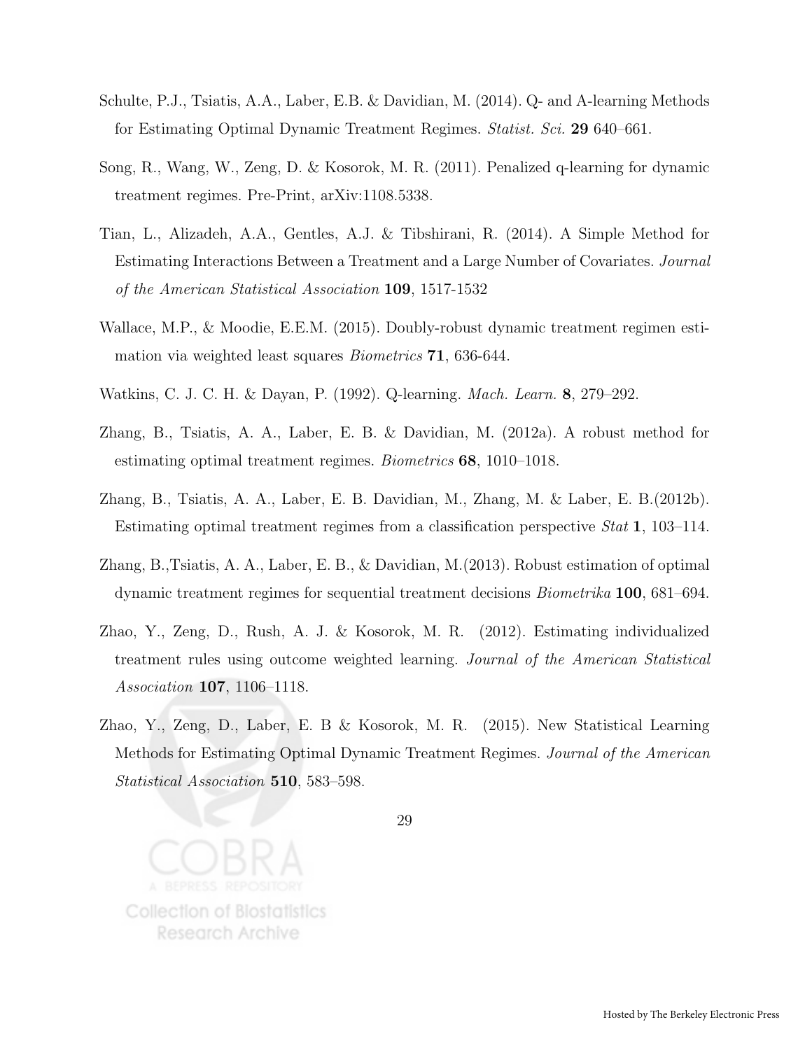Schulte, P.J., Tsiatis, A.A., Laber, E.B. & Davidian, M. (2014). Q- and A-learning Methods for Estimating Optimal Dynamic Treatment Regimes. *Statist. Sci.* **29** 640–661.

Song, R., Wang, W., Zeng, D. & Kosorok, M. R. (2011). Penalized q-learning for dynamic treatment regimes. Pre-Print, arXiv:1108.5338.

Tian, L., Alizadeh, A.A., Gentles, A.J. & Tibshirani, R. (2014). A Simple Method for Estimating Interactions Between a Treatment and a Large Number of Covariates. *Journal of the American Statistical Association* **109**, 1517-1532

Wallace, M.P., & Moodie, E.E.M. (2015). Doubly-robust dynamic treatment regimen estimation via weighted least squares *Biometrics* **71**, 636-644.

Watkins, C. J. C. H. & Dayan, P. (1992). Q-learning. *Mach. Learn.* **8**, 279–292.

Zhang, B., Tsiatis, A. A., Laber, E. B. & Davidian, M. (2012a). A robust method for estimating optimal treatment regimes. *Biometrics* **68**, 1010–1018.

Zhang, B., Tsiatis, A. A., Laber, E. B. Davidian, M., Zhang, M. & Laber, E. B.(2012b). Estimating optimal treatment regimes from a classification perspective *Stat* **1**, 103–114.

Zhang, B.,Tsiatis, A. A., Laber, E. B., & Davidian, M.(2013). Robust estimation of optimal dynamic treatment regimes for sequential treatment decisions *Biometrika* **100**, 681–694.

Zhao, Y., Zeng, D., Rush, A. J. & Kosorok, M. R. (2012). Estimating individualized treatment rules using outcome weighted learning. *Journal of the American Statistical Association* **107**, 1106–1118.

Zhao, Y., Zeng, D., Laber, E. B & Kosorok, M. R. (2015). New Statistical Learning Methods for Estimating Optimal Dynamic Treatment Regimes. *Journal of the American Statistical Association* **510**, 583–598.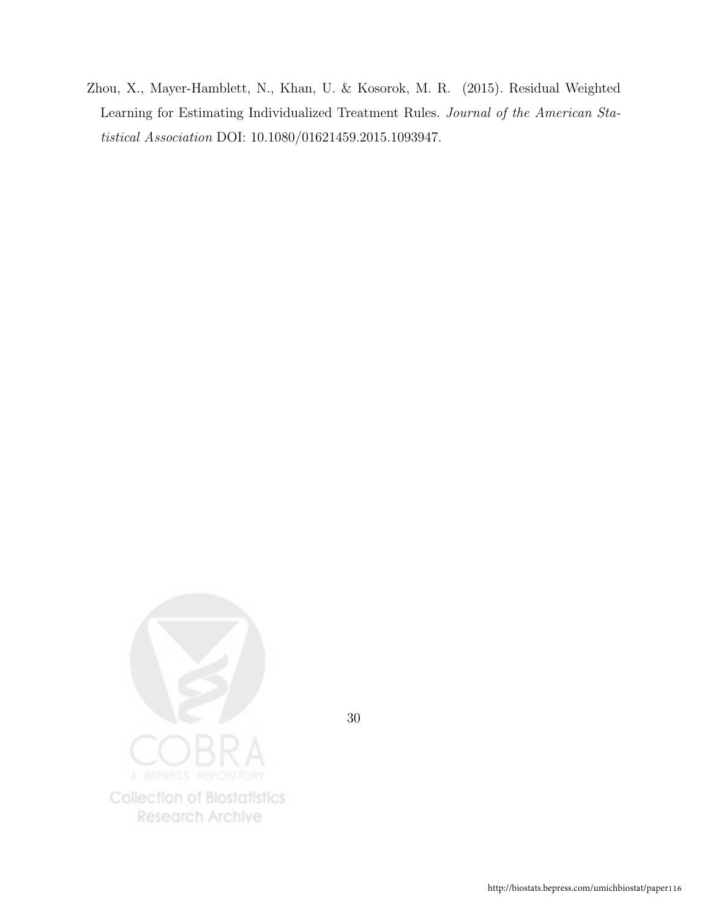Zhou, X., Mayer-Hamblett, N., Khan, U. & Kosorok, M. R. (2015). Residual Weighted Learning for Estimating Individualized Treatment Rules. *Journal of the American Statistical Association* DOI: 10.1080/01621459.2015.1093947.